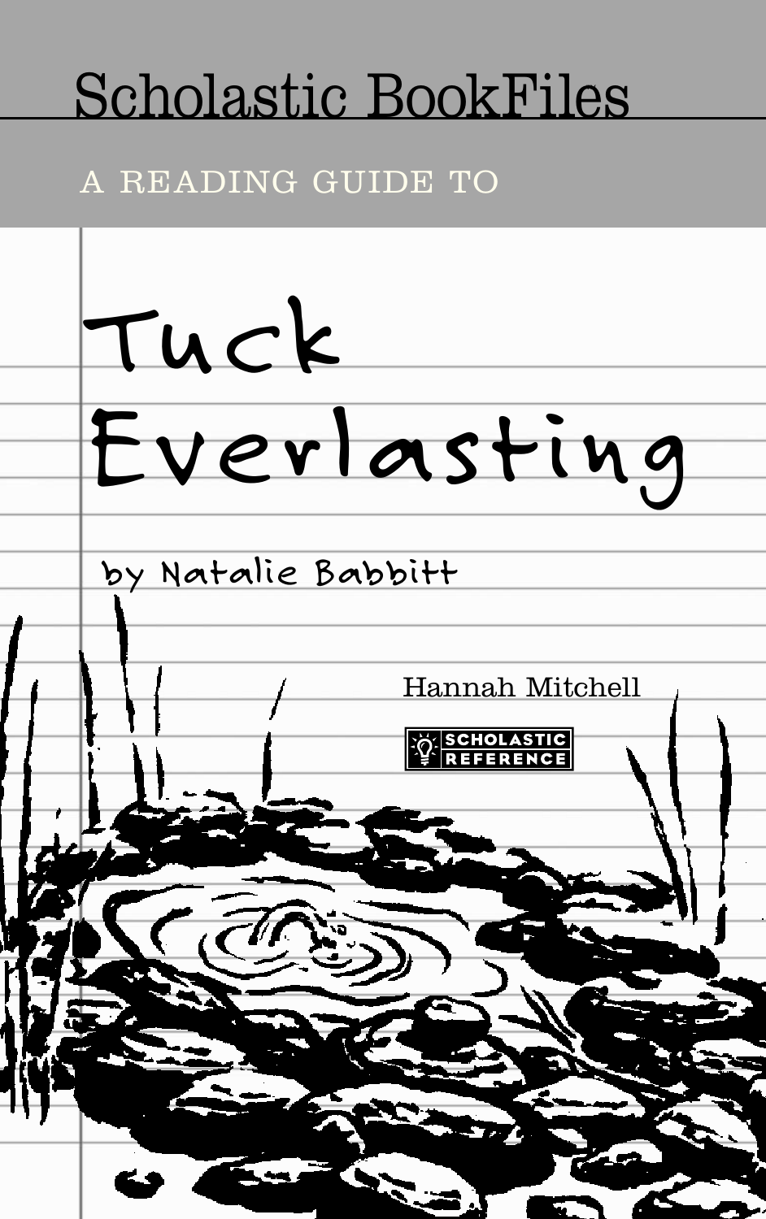Scholastic BookFiles

A READING GUIDE TO

# Tuck Everlasting

by Natalie Babbitt

Hannah Mitchell

SCHOLASTIC REFERENCE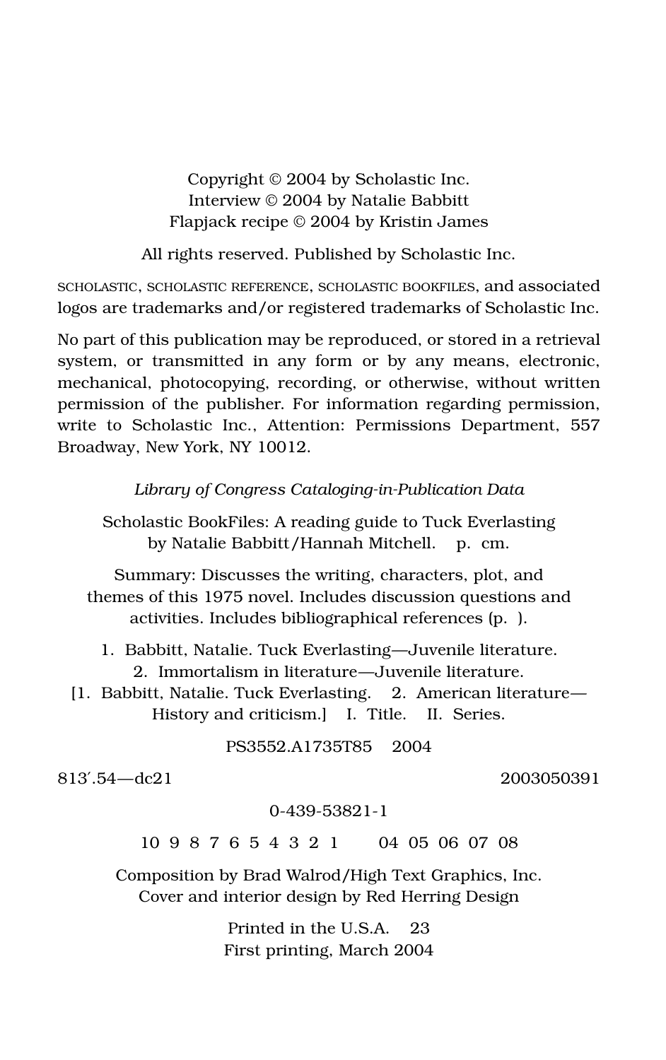Copyright © 2004 by Scholastic Inc.
Interview © 2004 by Natalie Babbitt
Flapjack recipe © 2004 by Kristin James

All rights reserved. Published by Scholastic Inc.

SCHOLASTIC, SCHOLASTIC REFERENCE, SCHOLASTIC BOOKFILES, and associated logos are trademarks and/or registered trademarks of Scholastic Inc.

No part of this publication may be reproduced, or stored in a retrieval system, or transmitted in any form or by any means, electronic, mechanical, photocopying, recording, or otherwise, without written permission of the publisher. For information regarding permission, write to Scholastic Inc., Attention: Permissions Department, 557 Broadway, New York, NY 10012.

*Library of Congress Cataloging-in-Publication Data*

Scholastic BookFiles: A reading guide to Tuck Everlasting by Natalie Babbitt/Hannah Mitchell. p. cm.

Summary: Discusses the writing, characters, plot, and themes of this 1975 novel. Includes discussion questions and activities. Includes bibliographical references (p. ).

1. Babbitt, Natalie. Tuck Everlasting—Juvenile literature. 2. Immortalism in literature—Juvenile literature. [1. Babbitt, Natalie. Tuck Everlasting. 2. American literature—History and criticism.] I. Title. II. Series.

PS3552.A1735T85 2004

813′.54—dc21 2003050391

0-439-53821-1

10 9 8 7 6 5 4 3 2 1 04 05 06 07 08

Composition by Brad Walrod/High Text Graphics, Inc.
Cover and interior design by Red Herring Design

Printed in the U.S.A. 23
First printing, March 2004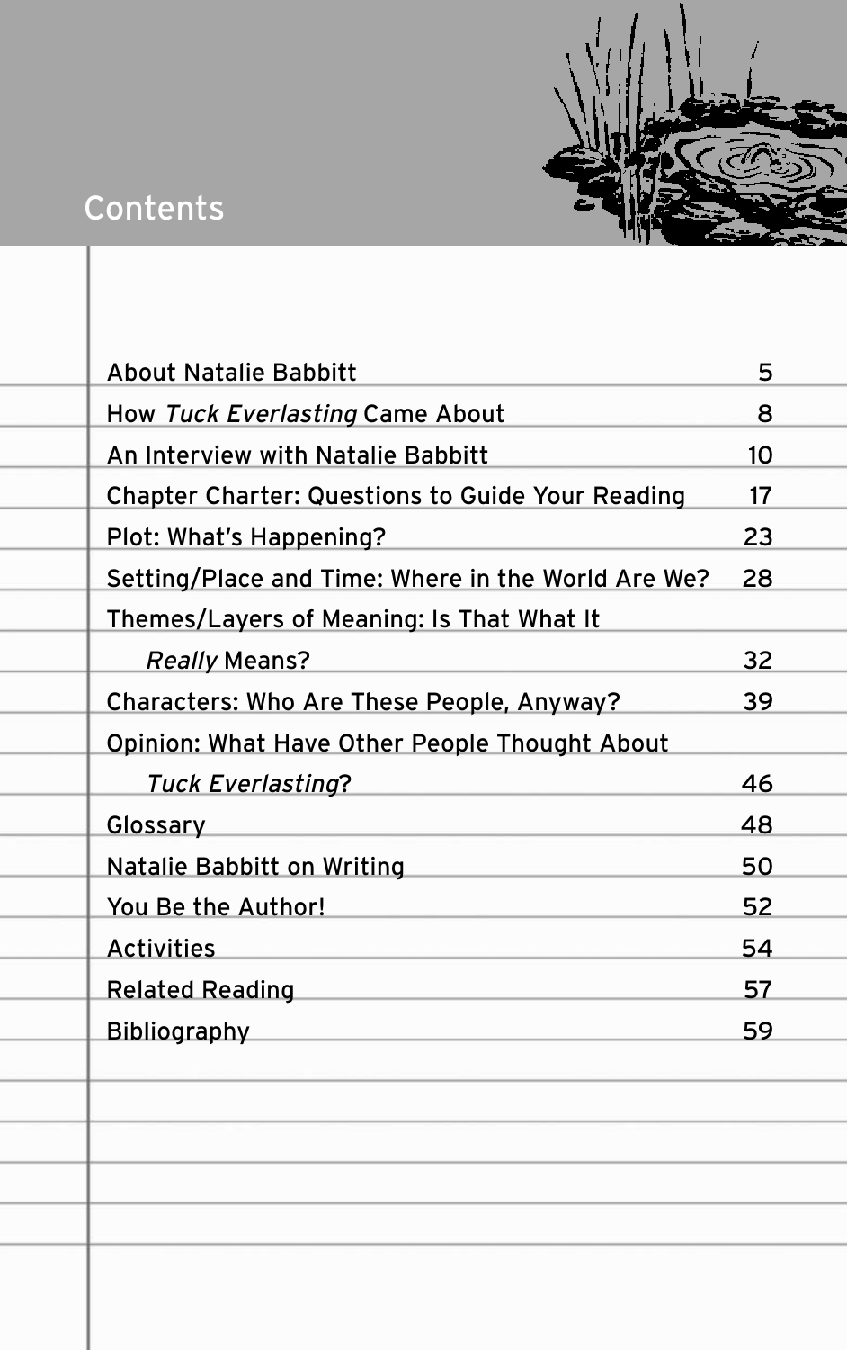# Contents

| | |
|---|---|
| About Natalie Babbitt | 5 |
| How *Tuck Everlasting* Came About | 8 |
| An Interview with Natalie Babbitt | 10 |
| Chapter Charter: Questions to Guide Your Reading | 17 |
| Plot: What's Happening? | 23 |
| Setting/Place and Time: Where in the World Are We? | 28 |
| Themes/Layers of Meaning: Is That What It *Really* Means? | 32 |
| Characters: Who Are These People, Anyway? | 39 |
| Opinion: What Have Other People Thought About *Tuck Everlasting*? | 46 |
| Glossary | 48 |
| Natalie Babbitt on Writing | 50 |
| You Be the Author! | 52 |
| Activities | 54 |
| Related Reading | 57 |
| Bibliography | 59 |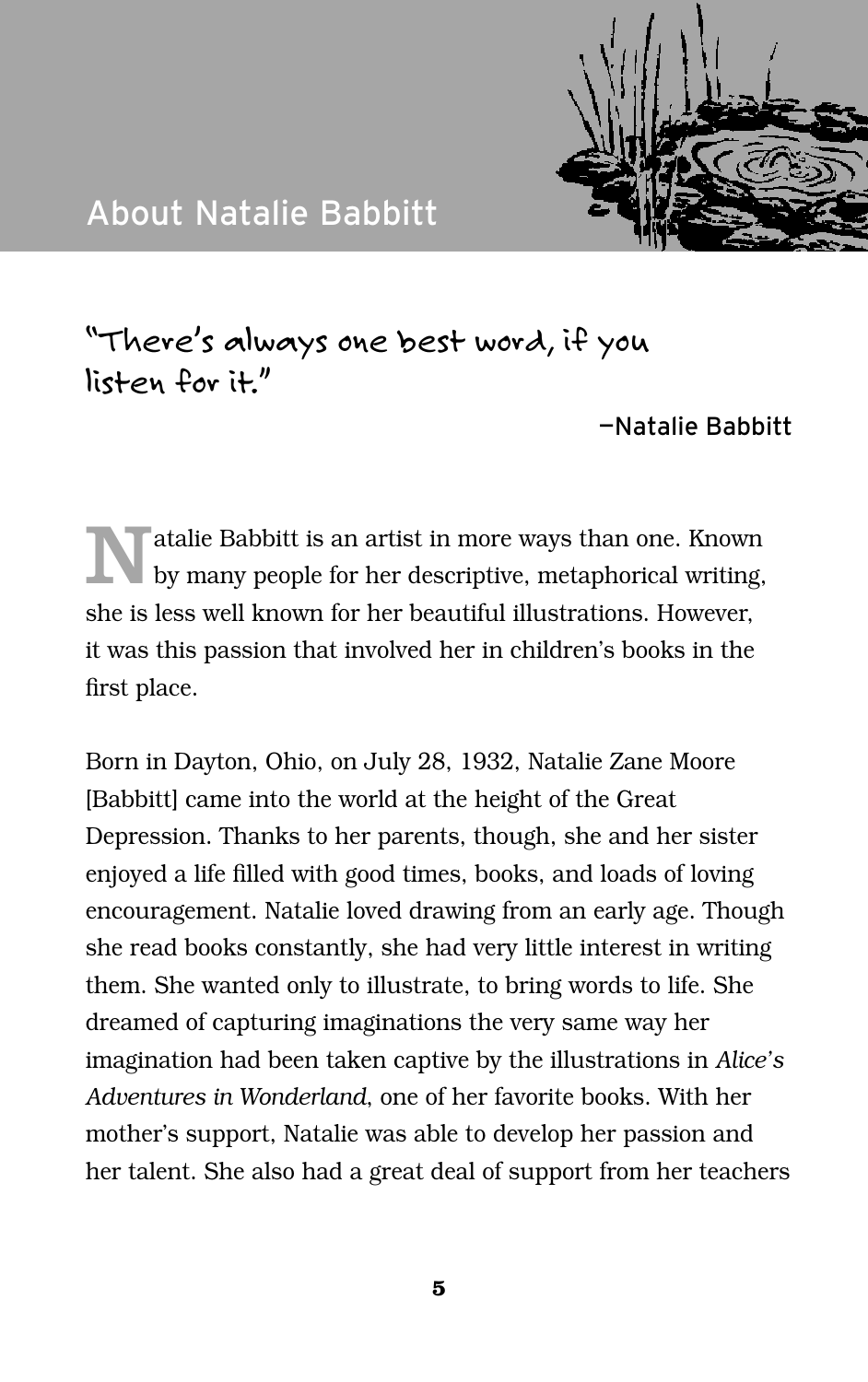# About Natalie Babbitt

"There's always one best word, if you listen for it."

—Natalie Babbitt

Natalie Babbitt is an artist in more ways than one. Known by many people for her descriptive, metaphorical writing, she is less well known for her beautiful illustrations. However, it was this passion that involved her in children's books in the first place.

Born in Dayton, Ohio, on July 28, 1932, Natalie Zane Moore [Babbitt] came into the world at the height of the Great Depression. Thanks to her parents, though, she and her sister enjoyed a life filled with good times, books, and loads of loving encouragement. Natalie loved drawing from an early age. Though she read books constantly, she had very little interest in writing them. She wanted only to illustrate, to bring words to life. She dreamed of capturing imaginations the very same way her imagination had been taken captive by the illustrations in *Alice's Adventures in Wonderland*, one of her favorite books. With her mother's support, Natalie was able to develop her passion and her talent. She also had a great deal of support from her teachers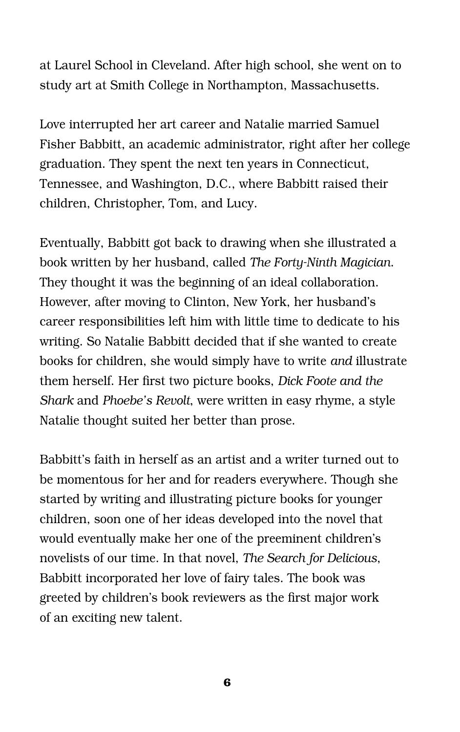at Laurel School in Cleveland. After high school, she went on to study art at Smith College in Northampton, Massachusetts.

Love interrupted her art career and Natalie married Samuel Fisher Babbitt, an academic administrator, right after her college graduation. They spent the next ten years in Connecticut, Tennessee, and Washington, D.C., where Babbitt raised their children, Christopher, Tom, and Lucy.

Eventually, Babbitt got back to drawing when she illustrated a book written by her husband, called *The Forty-Ninth Magician*. They thought it was the beginning of an ideal collaboration. However, after moving to Clinton, New York, her husband's career responsibilities left him with little time to dedicate to his writing. So Natalie Babbitt decided that if she wanted to create books for children, she would simply have to write *and* illustrate them herself. Her first two picture books, *Dick Foote and the Shark* and *Phoebe's Revolt*, were written in easy rhyme, a style Natalie thought suited her better than prose.

Babbitt's faith in herself as an artist and a writer turned out to be momentous for her and for readers everywhere. Though she started by writing and illustrating picture books for younger children, soon one of her ideas developed into the novel that would eventually make her one of the preeminent children's novelists of our time. In that novel, *The Search for Delicious*, Babbitt incorporated her love of fairy tales. The book was greeted by children's book reviewers as the first major work of an exciting new talent.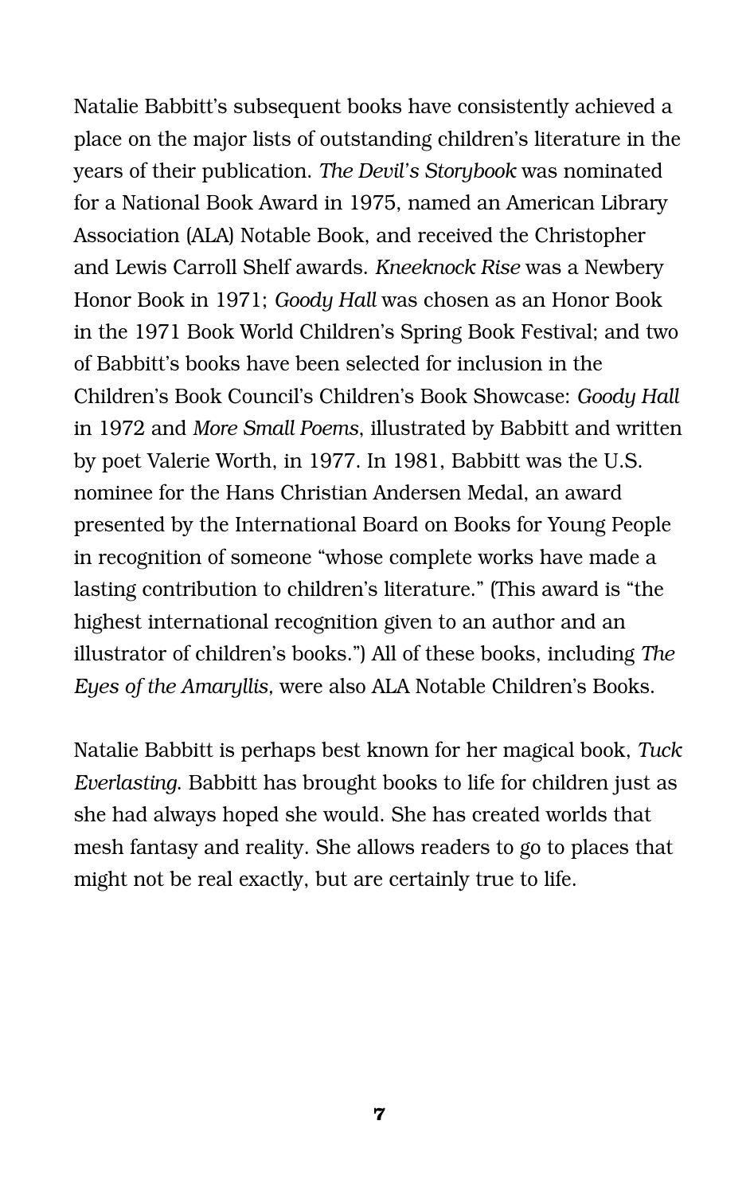Natalie Babbitt's subsequent books have consistently achieved a place on the major lists of outstanding children's literature in the years of their publication. *The Devil's Storybook* was nominated for a National Book Award in 1975, named an American Library Association (ALA) Notable Book, and received the Christopher and Lewis Carroll Shelf awards. *Kneeknock Rise* was a Newbery Honor Book in 1971; *Goody Hall* was chosen as an Honor Book in the 1971 Book World Children's Spring Book Festival; and two of Babbitt's books have been selected for inclusion in the Children's Book Council's Children's Book Showcase: *Goody Hall* in 1972 and *More Small Poems*, illustrated by Babbitt and written by poet Valerie Worth, in 1977. In 1981, Babbitt was the U.S. nominee for the Hans Christian Andersen Medal, an award presented by the International Board on Books for Young People in recognition of someone "whose complete works have made a lasting contribution to children's literature." (This award is "the highest international recognition given to an author and an illustrator of children's books.") All of these books, including *The Eyes of the Amaryllis,* were also ALA Notable Children's Books.

Natalie Babbitt is perhaps best known for her magical book, *Tuck Everlasting.* Babbitt has brought books to life for children just as she had always hoped she would. She has created worlds that mesh fantasy and reality. She allows readers to go to places that might not be real exactly, but are certainly true to life.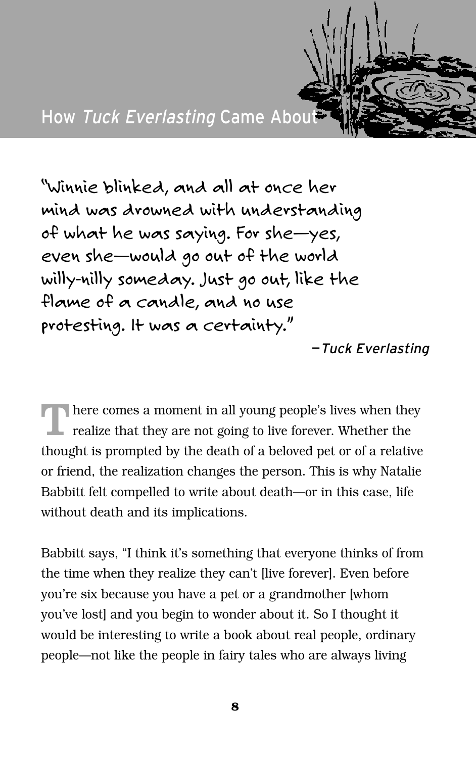## How *Tuck Everlasting* Came About

"Winnie blinked, and all at once her mind was drowned with understanding of what he was saying. For she—yes, even she—would go out of the world willy-nilly someday. Just go out, like the flame of a candle, and no use protesting. It was a certainty."

—*Tuck Everlasting*

There comes a moment in all young people's lives when they realize that they are not going to live forever. Whether the thought is prompted by the death of a beloved pet or of a relative or friend, the realization changes the person. This is why Natalie Babbitt felt compelled to write about death—or in this case, life without death and its implications.

Babbitt says, "I think it's something that everyone thinks of from the time when they realize they can't [live forever]. Even before you're six because you have a pet or a grandmother [whom you've lost] and you begin to wonder about it. So I thought it would be interesting to write a book about real people, ordinary people—not like the people in fairy tales who are always living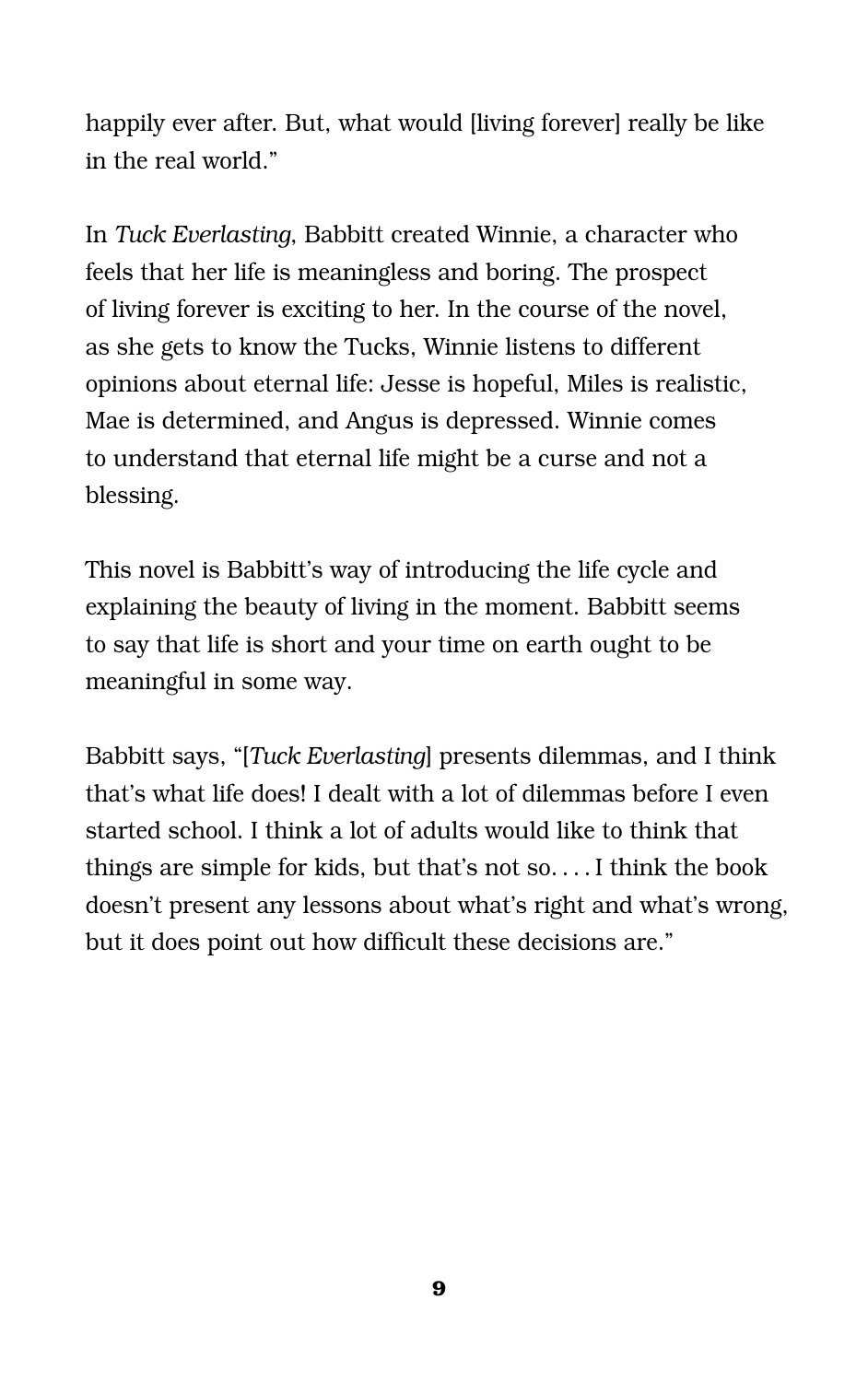happily ever after. But, what would [living forever] really be like in the real world."

In *Tuck Everlasting*, Babbitt created Winnie, a character who feels that her life is meaningless and boring. The prospect of living forever is exciting to her. In the course of the novel, as she gets to know the Tucks, Winnie listens to different opinions about eternal life: Jesse is hopeful, Miles is realistic, Mae is determined, and Angus is depressed. Winnie comes to understand that eternal life might be a curse and not a blessing.

This novel is Babbitt's way of introducing the life cycle and explaining the beauty of living in the moment. Babbitt seems to say that life is short and your time on earth ought to be meaningful in some way.

Babbitt says, "[*Tuck Everlasting*] presents dilemmas, and I think that's what life does! I dealt with a lot of dilemmas before I even started school. I think a lot of adults would like to think that things are simple for kids, but that's not so. . . . I think the book doesn't present any lessons about what's right and what's wrong, but it does point out how difficult these decisions are."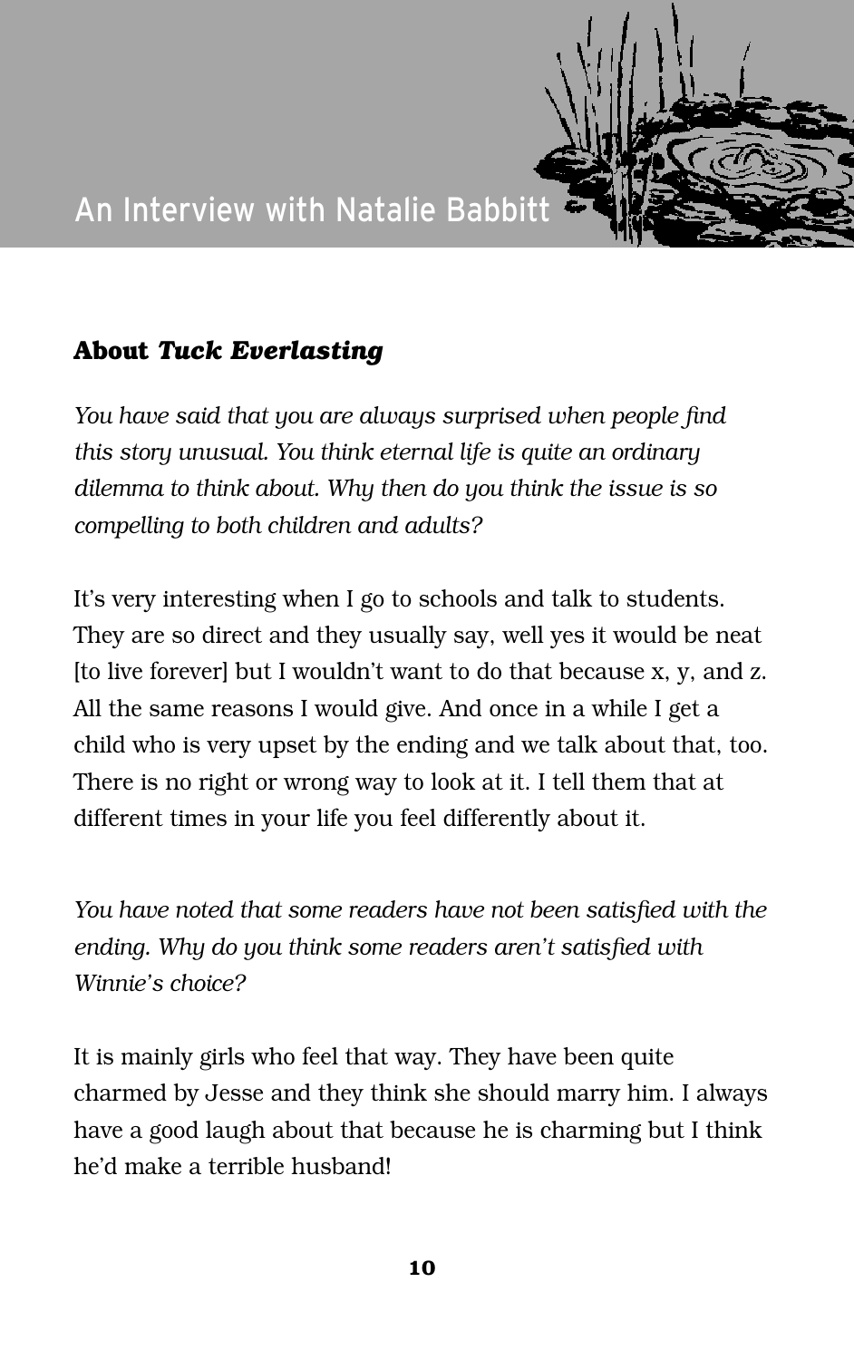# An Interview with Natalie Babbitt

## About *Tuck Everlasting*

*You have said that you are always surprised when people find this story unusual. You think eternal life is quite an ordinary dilemma to think about. Why then do you think the issue is so compelling to both children and adults?*

It's very interesting when I go to schools and talk to students. They are so direct and they usually say, well yes it would be neat [to live forever] but I wouldn't want to do that because x, y, and z. All the same reasons I would give. And once in a while I get a child who is very upset by the ending and we talk about that, too. There is no right or wrong way to look at it. I tell them that at different times in your life you feel differently about it.

*You have noted that some readers have not been satisfied with the ending. Why do you think some readers aren't satisfied with Winnie's choice?*

It is mainly girls who feel that way. They have been quite charmed by Jesse and they think she should marry him. I always have a good laugh about that because he is charming but I think he'd make a terrible husband!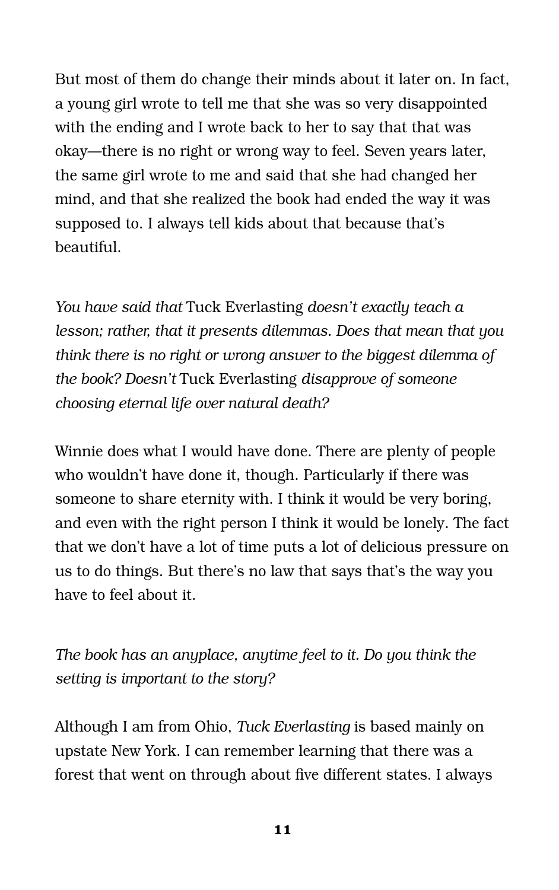But most of them do change their minds about it later on. In fact, a young girl wrote to tell me that she was so very disappointed with the ending and I wrote back to her to say that that was okay—there is no right or wrong way to feel. Seven years later, the same girl wrote to me and said that she had changed her mind, and that she realized the book had ended the way it was supposed to. I always tell kids about that because that's beautiful.

*You have said that* Tuck Everlasting *doesn't exactly teach a lesson; rather, that it presents dilemmas. Does that mean that you think there is no right or wrong answer to the biggest dilemma of the book? Doesn't* Tuck Everlasting *disapprove of someone choosing eternal life over natural death?*

Winnie does what I would have done. There are plenty of people who wouldn't have done it, though. Particularly if there was someone to share eternity with. I think it would be very boring, and even with the right person I think it would be lonely. The fact that we don't have a lot of time puts a lot of delicious pressure on us to do things. But there's no law that says that's the way you have to feel about it.

*The book has an anyplace, anytime feel to it. Do you think the setting is important to the story?*

Although I am from Ohio, *Tuck Everlasting* is based mainly on upstate New York. I can remember learning that there was a forest that went on through about five different states. I always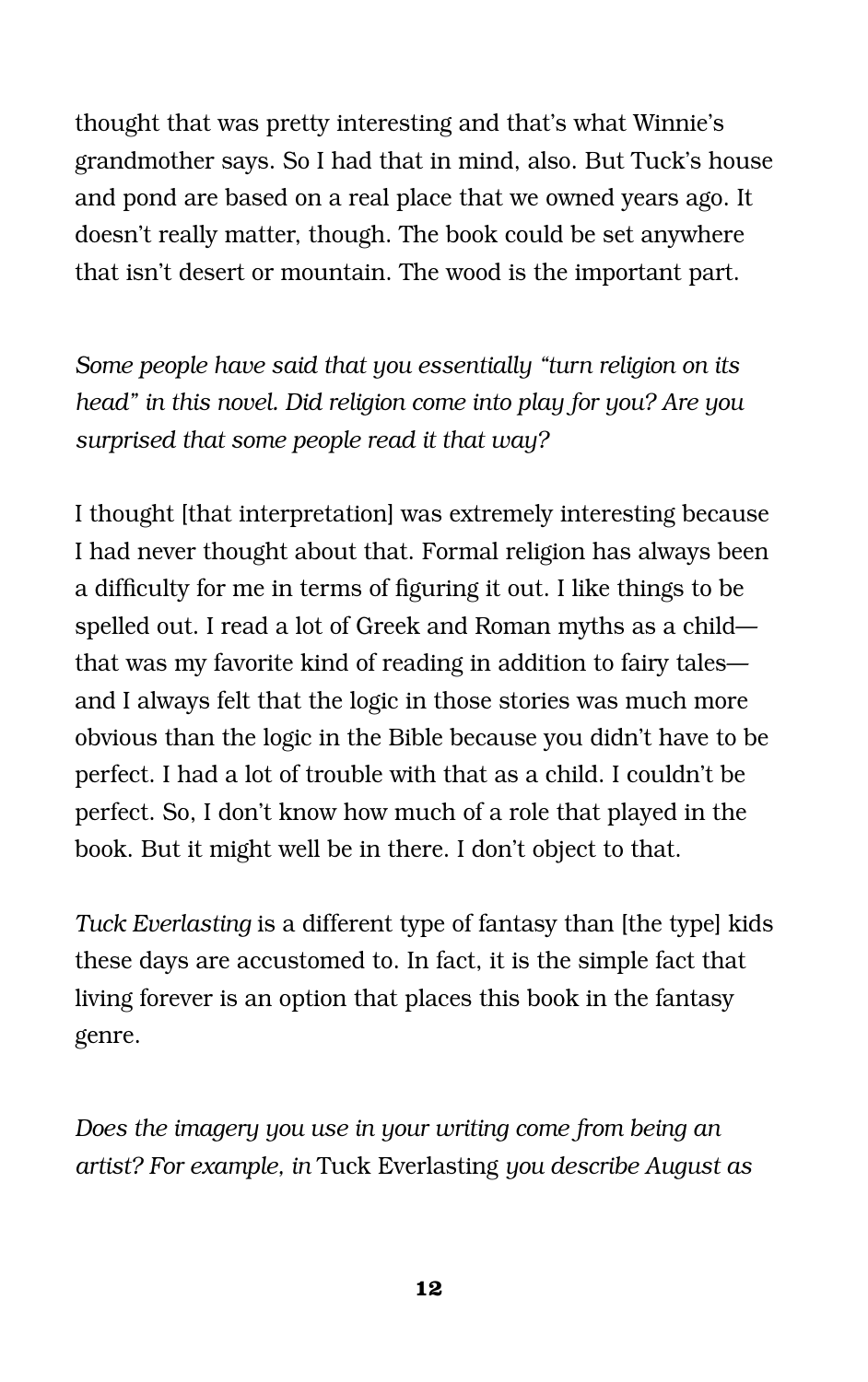thought that was pretty interesting and that's what Winnie's grandmother says. So I had that in mind, also. But Tuck's house and pond are based on a real place that we owned years ago. It doesn't really matter, though. The book could be set anywhere that isn't desert or mountain. The wood is the important part.

*Some people have said that you essentially "turn religion on its head" in this novel. Did religion come into play for you? Are you surprised that some people read it that way?*

I thought [that interpretation] was extremely interesting because I had never thought about that. Formal religion has always been a difficulty for me in terms of figuring it out. I like things to be spelled out. I read a lot of Greek and Roman myths as a child—that was my favorite kind of reading in addition to fairy tales—and I always felt that the logic in those stories was much more obvious than the logic in the Bible because you didn't have to be perfect. I had a lot of trouble with that as a child. I couldn't be perfect. So, I don't know how much of a role that played in the book. But it might well be in there. I don't object to that.

*Tuck Everlasting* is a different type of fantasy than [the type] kids these days are accustomed to. In fact, it is the simple fact that living forever is an option that places this book in the fantasy genre.

*Does the imagery you use in your writing come from being an artist? For example, in* Tuck Everlasting *you describe August as*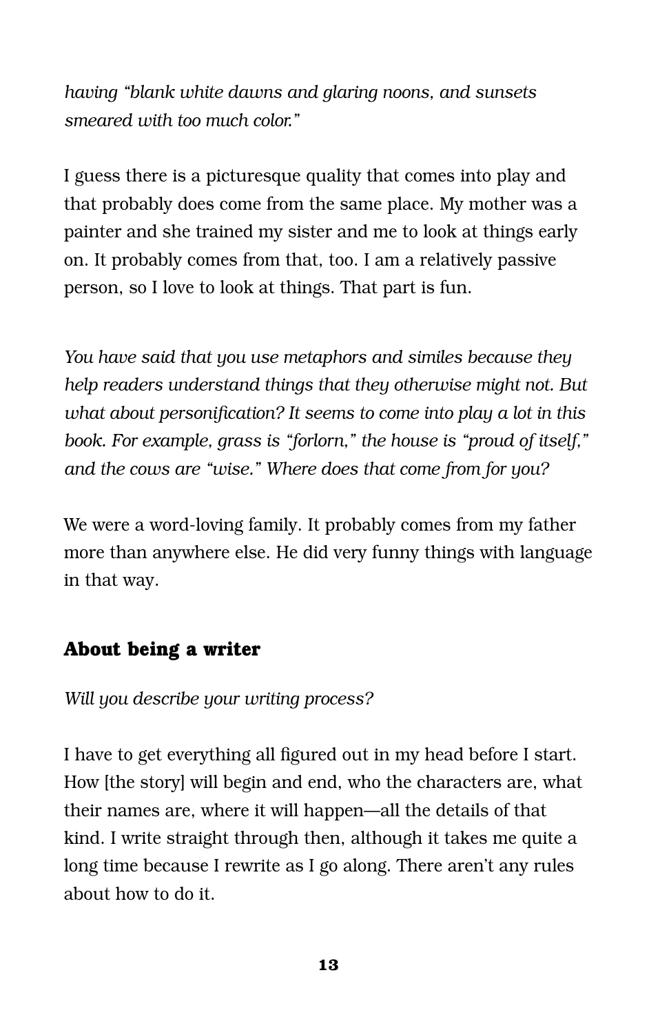*having "blank white dawns and glaring noons, and sunsets smeared with too much color."*

I guess there is a picturesque quality that comes into play and that probably does come from the same place. My mother was a painter and she trained my sister and me to look at things early on. It probably comes from that, too. I am a relatively passive person, so I love to look at things. That part is fun.

*You have said that you use metaphors and similes because they help readers understand things that they otherwise might not. But what about personification? It seems to come into play a lot in this book. For example, grass is "forlorn," the house is "proud of itself," and the cows are "wise." Where does that come from for you?*

We were a word-loving family. It probably comes from my father more than anywhere else. He did very funny things with language in that way.

## About being a writer

*Will you describe your writing process?*

I have to get everything all figured out in my head before I start. How [the story] will begin and end, who the characters are, what their names are, where it will happen—all the details of that kind. I write straight through then, although it takes me quite a long time because I rewrite as I go along. There aren't any rules about how to do it.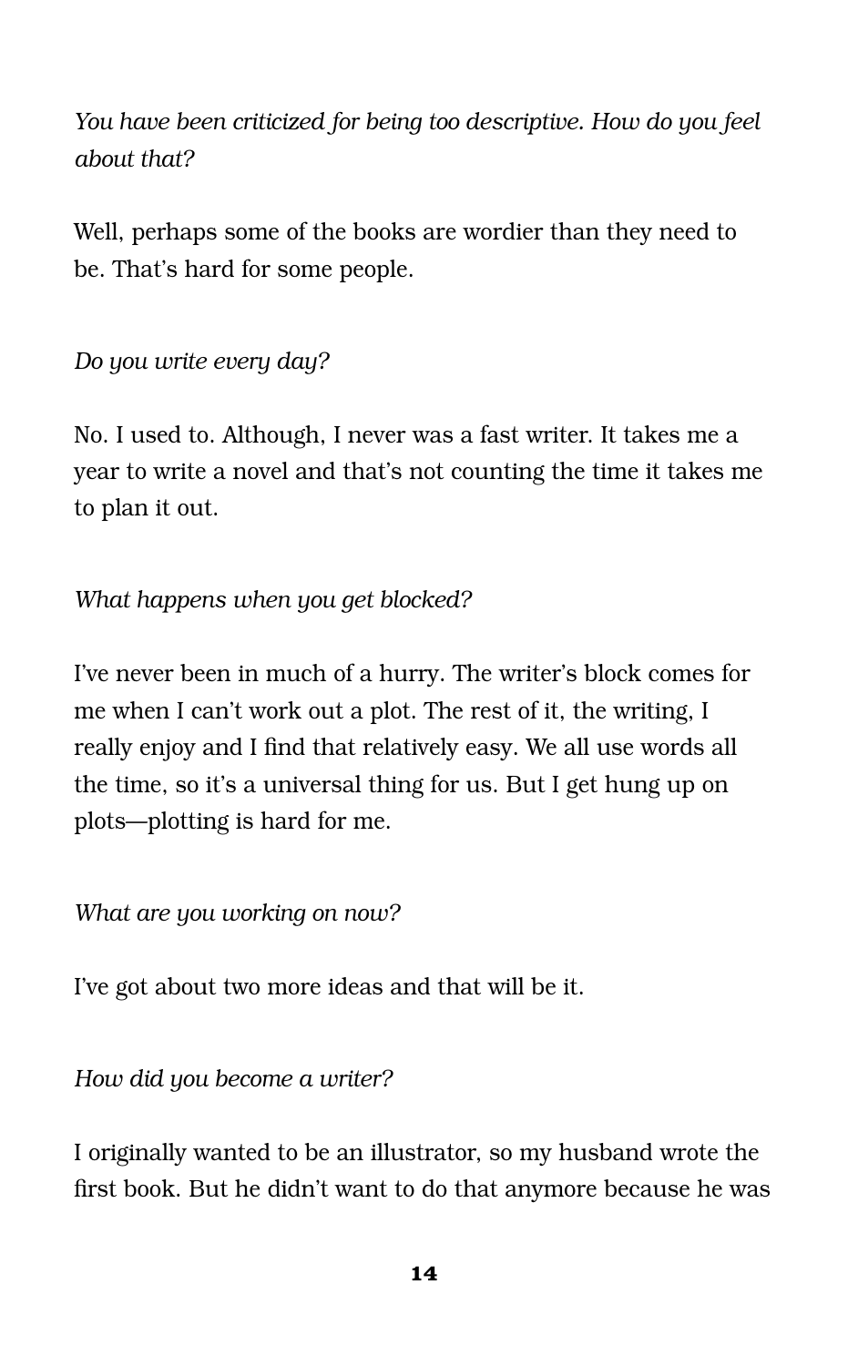*You have been criticized for being too descriptive. How do you feel about that?*

Well, perhaps some of the books are wordier than they need to be. That's hard for some people.

*Do you write every day?*

No. I used to. Although, I never was a fast writer. It takes me a year to write a novel and that's not counting the time it takes me to plan it out.

*What happens when you get blocked?*

I've never been in much of a hurry. The writer's block comes for me when I can't work out a plot. The rest of it, the writing, I really enjoy and I find that relatively easy. We all use words all the time, so it's a universal thing for us. But I get hung up on plots—plotting is hard for me.

*What are you working on now?*

I've got about two more ideas and that will be it.

*How did you become a writer?*

I originally wanted to be an illustrator, so my husband wrote the first book. But he didn't want to do that anymore because he was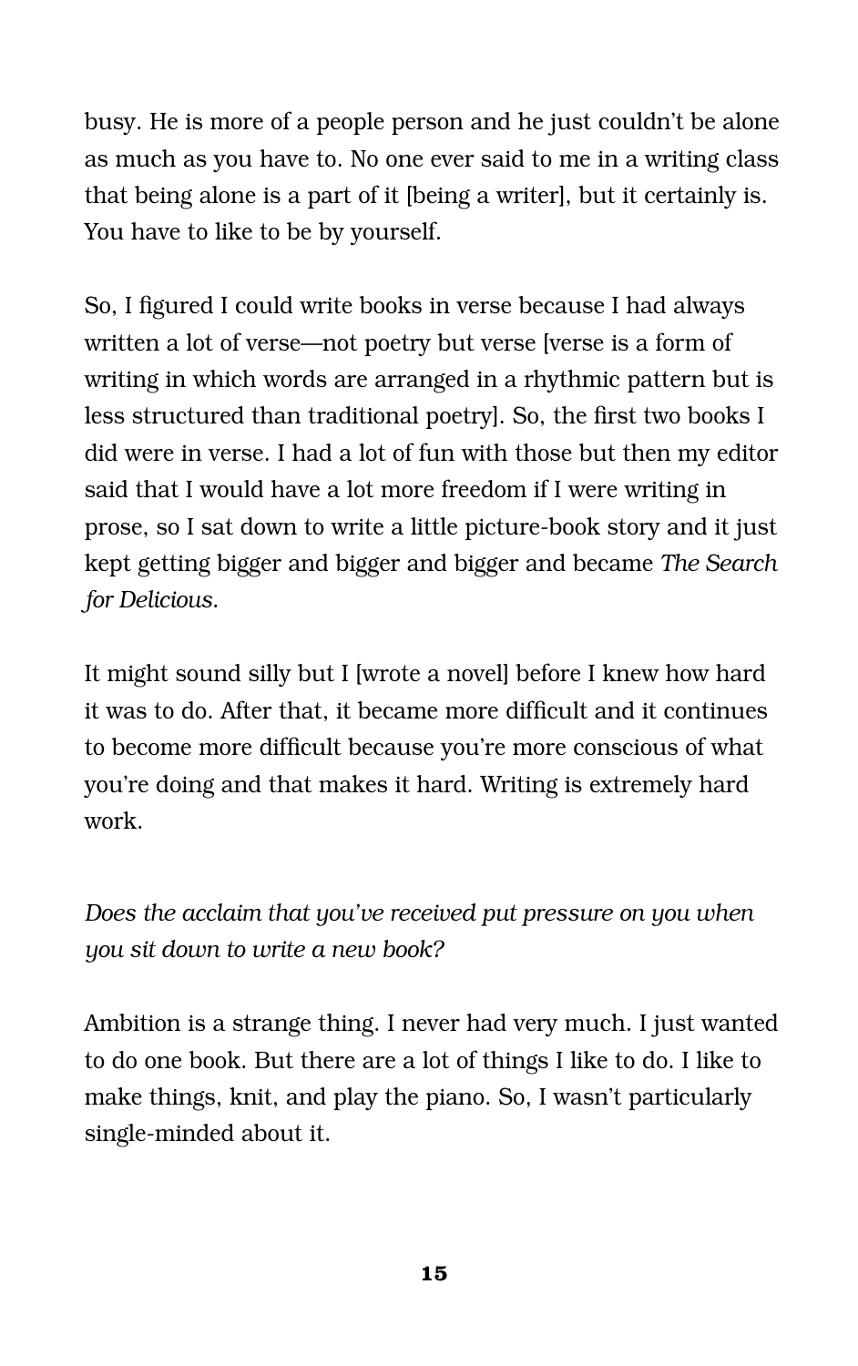busy. He is more of a people person and he just couldn't be alone as much as you have to. No one ever said to me in a writing class that being alone is a part of it [being a writer], but it certainly is. You have to like to be by yourself.

So, I figured I could write books in verse because I had always written a lot of verse—not poetry but verse [verse is a form of writing in which words are arranged in a rhythmic pattern but is less structured than traditional poetry]. So, the first two books I did were in verse. I had a lot of fun with those but then my editor said that I would have a lot more freedom if I were writing in prose, so I sat down to write a little picture-book story and it just kept getting bigger and bigger and bigger and became *The Search for Delicious*.

It might sound silly but I [wrote a novel] before I knew how hard it was to do. After that, it became more difficult and it continues to become more difficult because you're more conscious of what you're doing and that makes it hard. Writing is extremely hard work.

*Does the acclaim that you've received put pressure on you when you sit down to write a new book?*

Ambition is a strange thing. I never had very much. I just wanted to do one book. But there are a lot of things I like to do. I like to make things, knit, and play the piano. So, I wasn't particularly single-minded about it.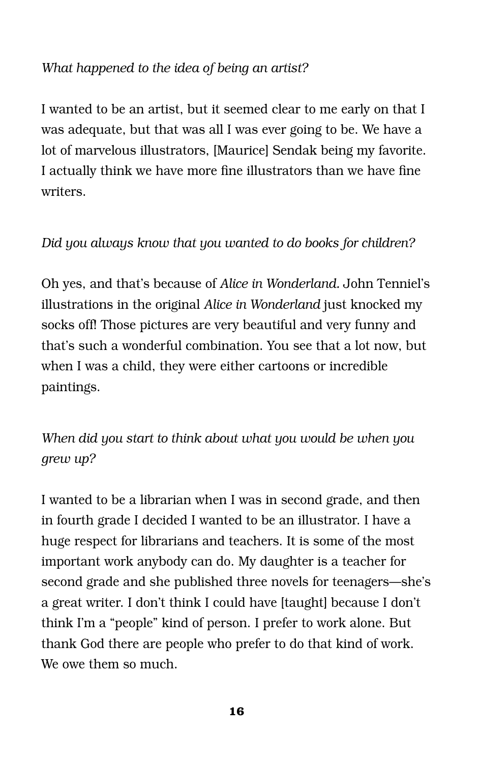*What happened to the idea of being an artist?*

I wanted to be an artist, but it seemed clear to me early on that I was adequate, but that was all I was ever going to be. We have a lot of marvelous illustrators, [Maurice] Sendak being my favorite. I actually think we have more fine illustrators than we have fine writers.

*Did you always know that you wanted to do books for children?*

Oh yes, and that's because of *Alice in Wonderland.* John Tenniel's illustrations in the original *Alice in Wonderland* just knocked my socks off! Those pictures are very beautiful and very funny and that's such a wonderful combination. You see that a lot now, but when I was a child, they were either cartoons or incredible paintings.

*When did you start to think about what you would be when you grew up?*

I wanted to be a librarian when I was in second grade, and then in fourth grade I decided I wanted to be an illustrator. I have a huge respect for librarians and teachers. It is some of the most important work anybody can do. My daughter is a teacher for second grade and she published three novels for teenagers—she's a great writer. I don't think I could have [taught] because I don't think I'm a "people" kind of person. I prefer to work alone. But thank God there are people who prefer to do that kind of work. We owe them so much.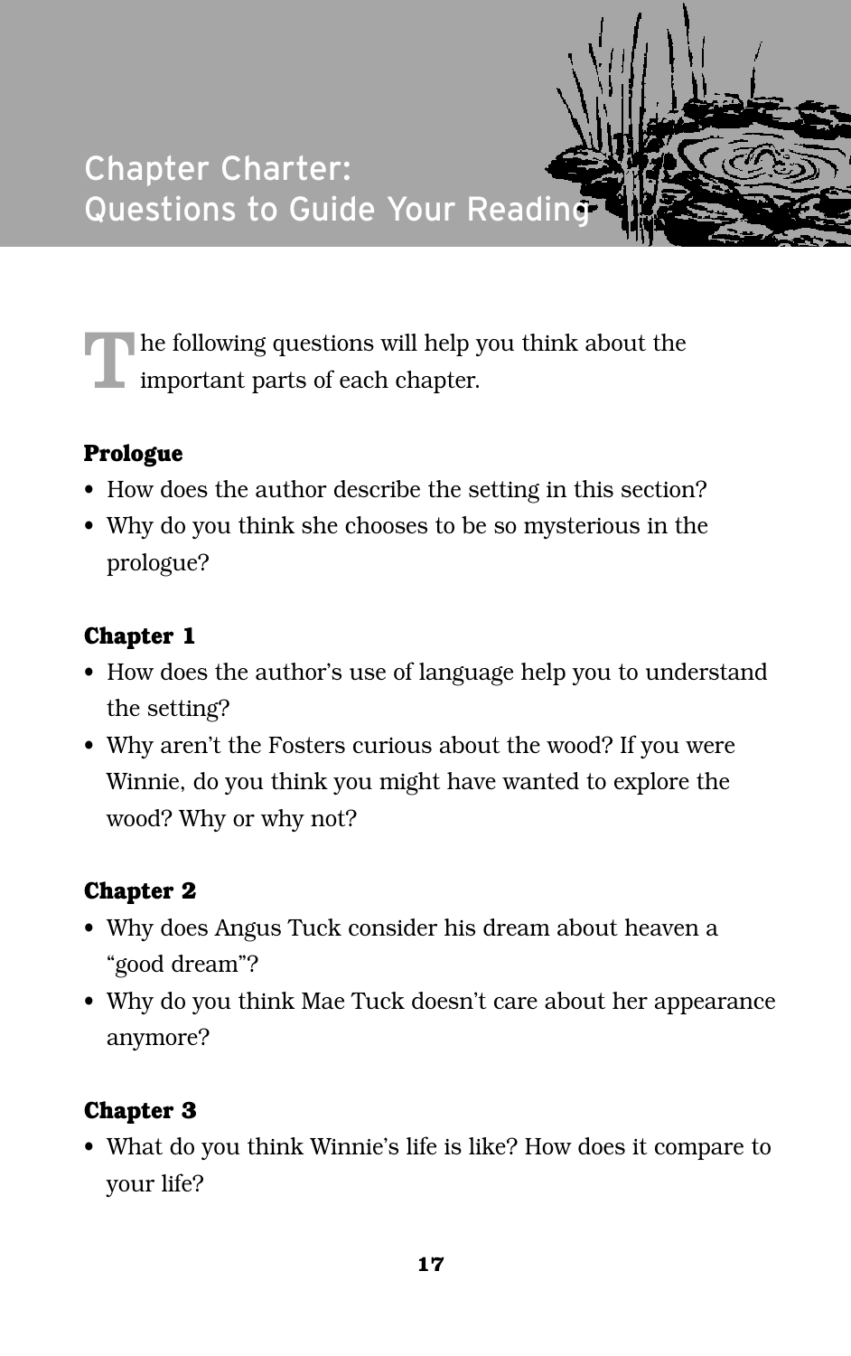# Chapter Charter: Questions to Guide Your Reading

The following questions will help you think about the important parts of each chapter.

**Prologue**

- How does the author describe the setting in this section?
- Why do you think she chooses to be so mysterious in the prologue?

**Chapter 1**

- How does the author's use of language help you to understand the setting?
- Why aren't the Fosters curious about the wood? If you were Winnie, do you think you might have wanted to explore the wood? Why or why not?

**Chapter 2**

- Why does Angus Tuck consider his dream about heaven a "good dream"?
- Why do you think Mae Tuck doesn't care about her appearance anymore?

**Chapter 3**

- What do you think Winnie's life is like? How does it compare to your life?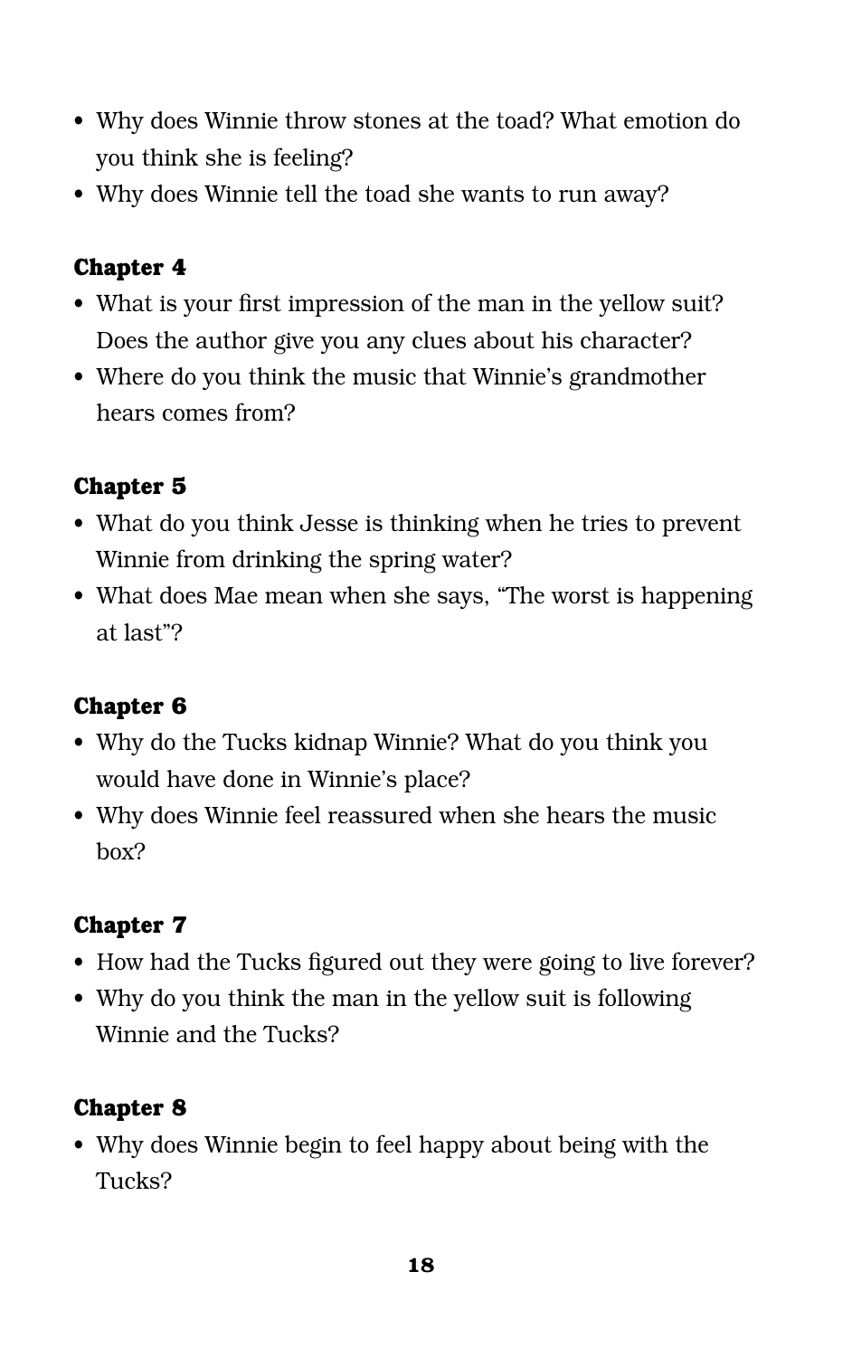- Why does Winnie throw stones at the toad? What emotion do you think she is feeling?
- Why does Winnie tell the toad she wants to run away?

**Chapter 4**

- What is your first impression of the man in the yellow suit? Does the author give you any clues about his character?
- Where do you think the music that Winnie's grandmother hears comes from?

**Chapter 5**

- What do you think Jesse is thinking when he tries to prevent Winnie from drinking the spring water?
- What does Mae mean when she says, "The worst is happening at last"?

**Chapter 6**

- Why do the Tucks kidnap Winnie? What do you think you would have done in Winnie's place?
- Why does Winnie feel reassured when she hears the music box?

**Chapter 7**

- How had the Tucks figured out they were going to live forever?
- Why do you think the man in the yellow suit is following Winnie and the Tucks?

**Chapter 8**

- Why does Winnie begin to feel happy about being with the Tucks?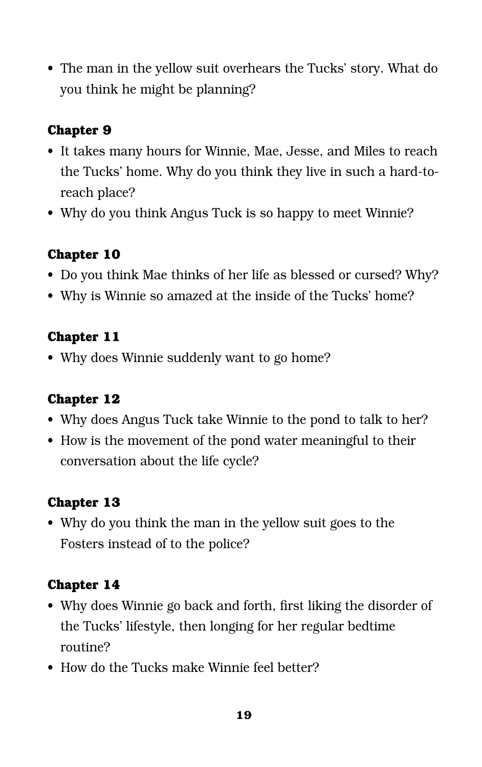- The man in the yellow suit overhears the Tucks' story. What do you think he might be planning?

### Chapter 9

- It takes many hours for Winnie, Mae, Jesse, and Miles to reach the Tucks' home. Why do you think they live in such a hard-to-reach place?
- Why do you think Angus Tuck is so happy to meet Winnie?

### Chapter 10

- Do you think Mae thinks of her life as blessed or cursed? Why?
- Why is Winnie so amazed at the inside of the Tucks' home?

### Chapter 11

- Why does Winnie suddenly want to go home?

### Chapter 12

- Why does Angus Tuck take Winnie to the pond to talk to her?
- How is the movement of the pond water meaningful to their conversation about the life cycle?

### Chapter 13

- Why do you think the man in the yellow suit goes to the Fosters instead of to the police?

### Chapter 14

- Why does Winnie go back and forth, first liking the disorder of the Tucks' lifestyle, then longing for her regular bedtime routine?
- How do the Tucks make Winnie feel better?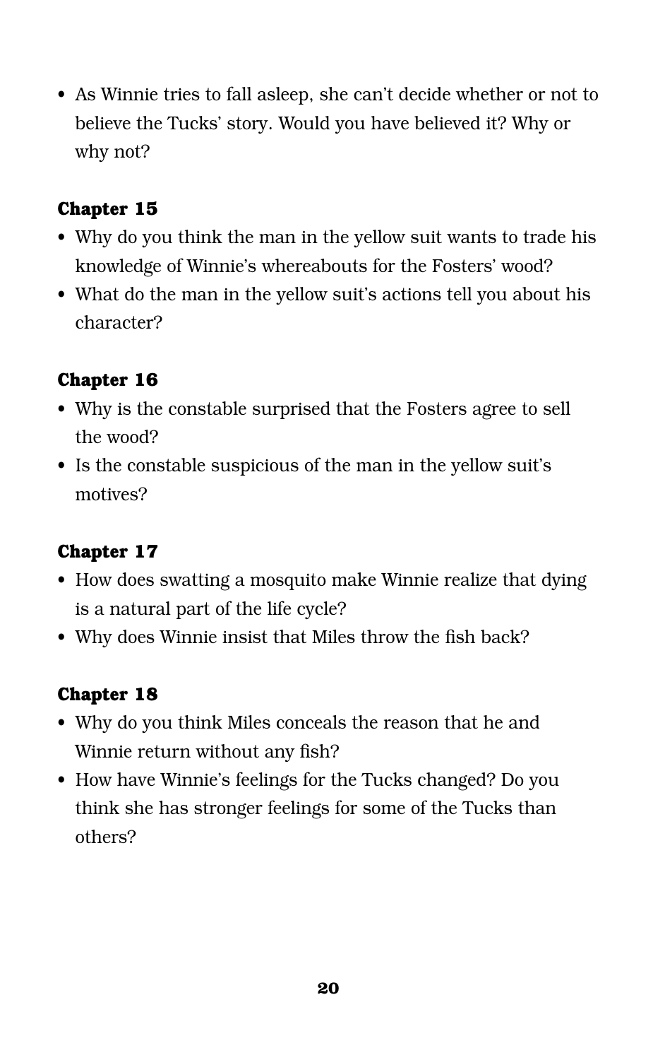- As Winnie tries to fall asleep, she can't decide whether or not to believe the Tucks' story. Would you have believed it? Why or why not?

**Chapter 15**

- Why do you think the man in the yellow suit wants to trade his knowledge of Winnie's whereabouts for the Fosters' wood?
- What do the man in the yellow suit's actions tell you about his character?

**Chapter 16**

- Why is the constable surprised that the Fosters agree to sell the wood?
- Is the constable suspicious of the man in the yellow suit's motives?

**Chapter 17**

- How does swatting a mosquito make Winnie realize that dying is a natural part of the life cycle?
- Why does Winnie insist that Miles throw the fish back?

**Chapter 18**

- Why do you think Miles conceals the reason that he and Winnie return without any fish?
- How have Winnie's feelings for the Tucks changed? Do you think she has stronger feelings for some of the Tucks than others?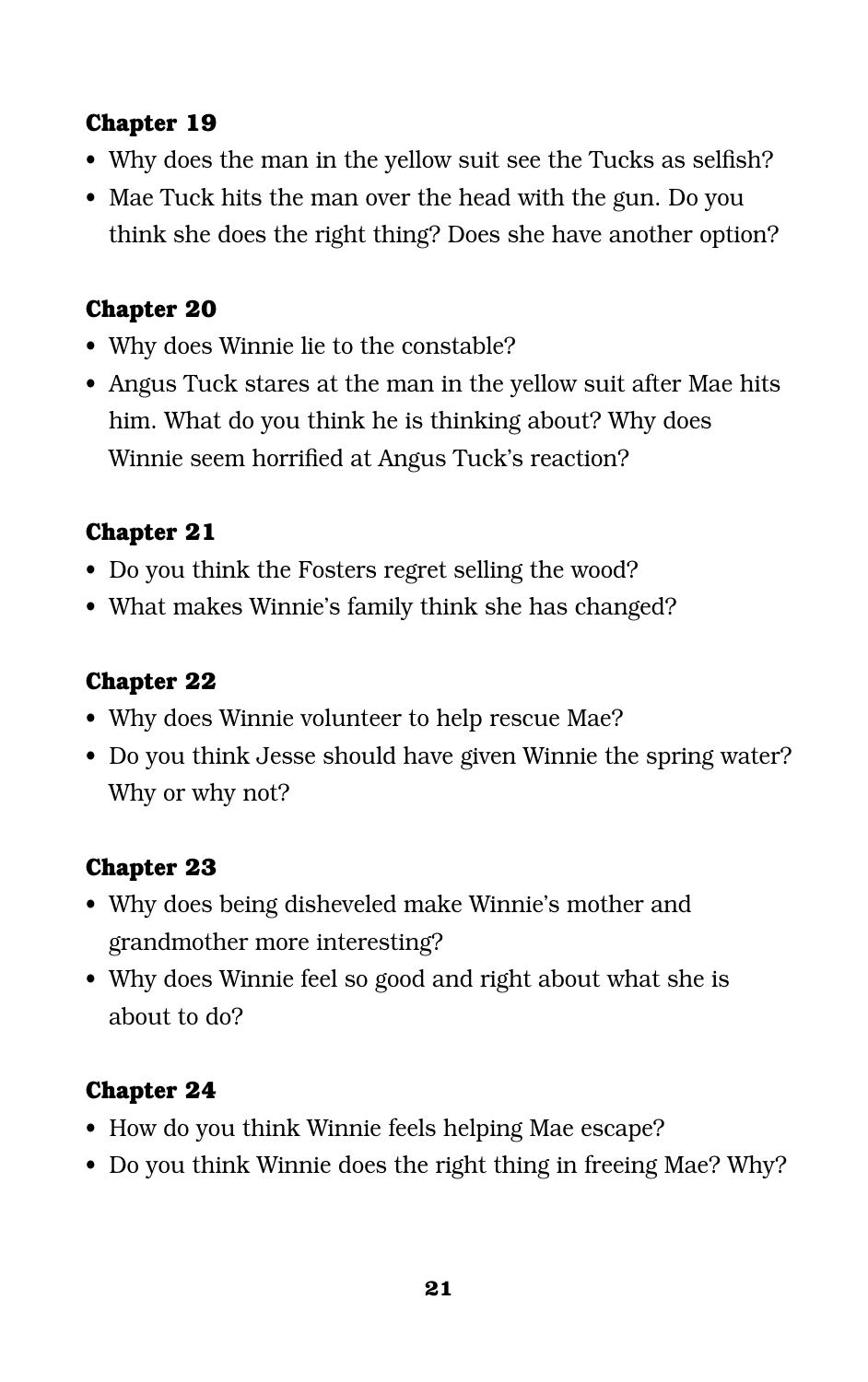### Chapter 19

- Why does the man in the yellow suit see the Tucks as selfish?
- Mae Tuck hits the man over the head with the gun. Do you think she does the right thing? Does she have another option?

### Chapter 20

- Why does Winnie lie to the constable?
- Angus Tuck stares at the man in the yellow suit after Mae hits him. What do you think he is thinking about? Why does Winnie seem horrified at Angus Tuck's reaction?

### Chapter 21

- Do you think the Fosters regret selling the wood?
- What makes Winnie's family think she has changed?

### Chapter 22

- Why does Winnie volunteer to help rescue Mae?
- Do you think Jesse should have given Winnie the spring water? Why or why not?

### Chapter 23

- Why does being disheveled make Winnie's mother and grandmother more interesting?
- Why does Winnie feel so good and right about what she is about to do?

### Chapter 24

- How do you think Winnie feels helping Mae escape?
- Do you think Winnie does the right thing in freeing Mae? Why?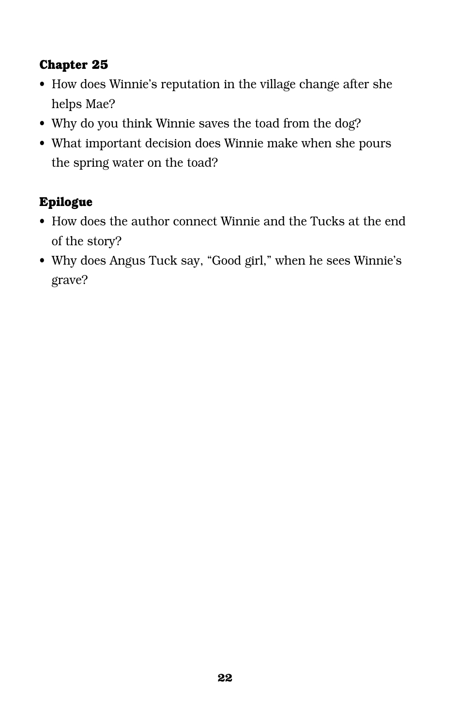### Chapter 25

- How does Winnie's reputation in the village change after she helps Mae?
- Why do you think Winnie saves the toad from the dog?
- What important decision does Winnie make when she pours the spring water on the toad?

### Epilogue

- How does the author connect Winnie and the Tucks at the end of the story?
- Why does Angus Tuck say, "Good girl," when he sees Winnie's grave?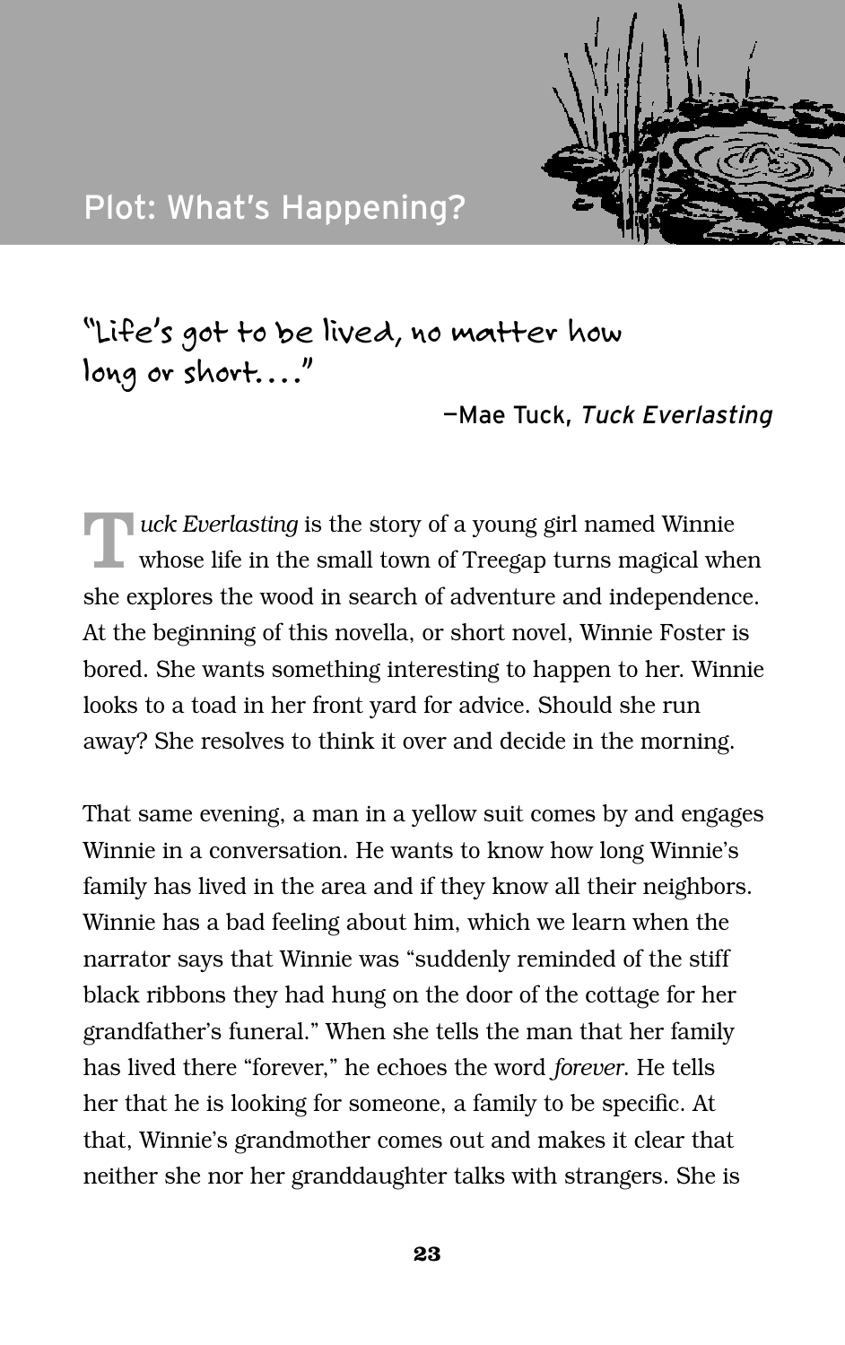# Plot: What's Happening?

"Life's got to be lived, no matter how long or short. . . ."

—Mae Tuck, *Tuck Everlasting*

*Tuck Everlasting* is the story of a young girl named Winnie whose life in the small town of Treegap turns magical when she explores the wood in search of adventure and independence. At the beginning of this novella, or short novel, Winnie Foster is bored. She wants something interesting to happen to her. Winnie looks to a toad in her front yard for advice. Should she run away? She resolves to think it over and decide in the morning.

That same evening, a man in a yellow suit comes by and engages Winnie in a conversation. He wants to know how long Winnie's family has lived in the area and if they know all their neighbors. Winnie has a bad feeling about him, which we learn when the narrator says that Winnie was "suddenly reminded of the stiff black ribbons they had hung on the door of the cottage for her grandfather's funeral." When she tells the man that her family has lived there "forever," he echoes the word *forever*. He tells her that he is looking for someone, a family to be specific. At that, Winnie's grandmother comes out and makes it clear that neither she nor her granddaughter talks with strangers. She is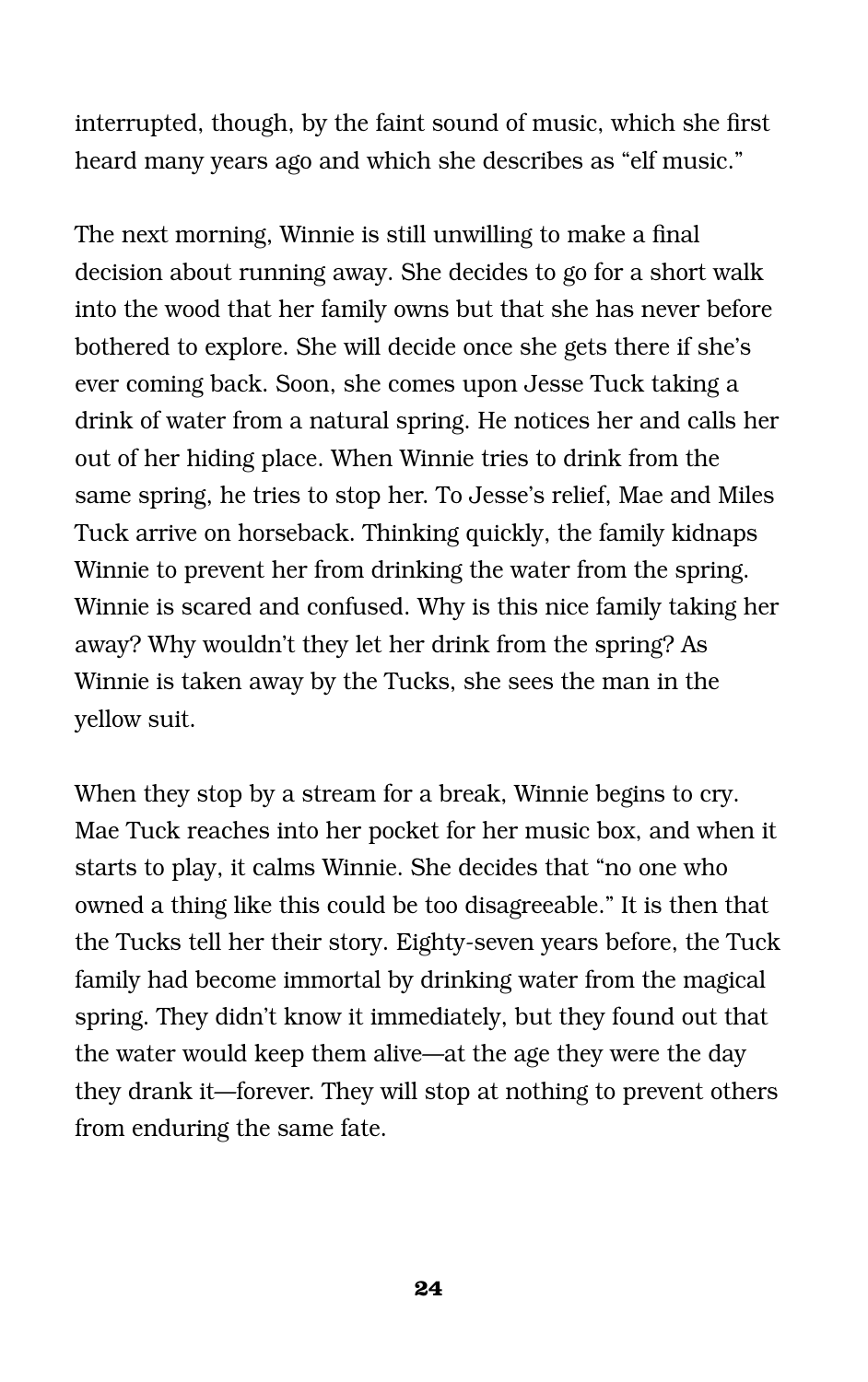interrupted, though, by the faint sound of music, which she first heard many years ago and which she describes as "elf music."

The next morning, Winnie is still unwilling to make a final decision about running away. She decides to go for a short walk into the wood that her family owns but that she has never before bothered to explore. She will decide once she gets there if she's ever coming back. Soon, she comes upon Jesse Tuck taking a drink of water from a natural spring. He notices her and calls her out of her hiding place. When Winnie tries to drink from the same spring, he tries to stop her. To Jesse's relief, Mae and Miles Tuck arrive on horseback. Thinking quickly, the family kidnaps Winnie to prevent her from drinking the water from the spring. Winnie is scared and confused. Why is this nice family taking her away? Why wouldn't they let her drink from the spring? As Winnie is taken away by the Tucks, she sees the man in the yellow suit.

When they stop by a stream for a break, Winnie begins to cry. Mae Tuck reaches into her pocket for her music box, and when it starts to play, it calms Winnie. She decides that "no one who owned a thing like this could be too disagreeable." It is then that the Tucks tell her their story. Eighty-seven years before, the Tuck family had become immortal by drinking water from the magical spring. They didn't know it immediately, but they found out that the water would keep them alive—at the age they were the day they drank it—forever. They will stop at nothing to prevent others from enduring the same fate.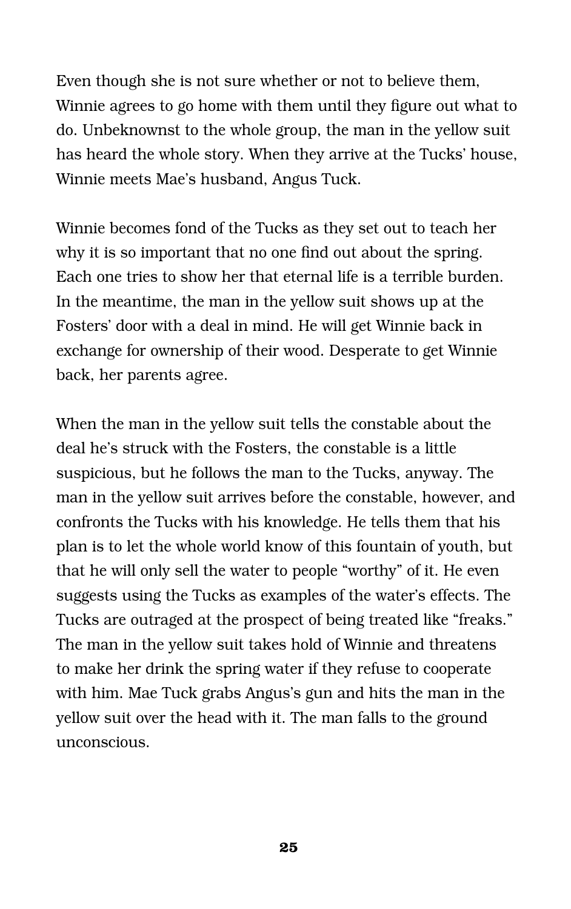Even though she is not sure whether or not to believe them, Winnie agrees to go home with them until they figure out what to do. Unbeknownst to the whole group, the man in the yellow suit has heard the whole story. When they arrive at the Tucks' house, Winnie meets Mae's husband, Angus Tuck.

Winnie becomes fond of the Tucks as they set out to teach her why it is so important that no one find out about the spring. Each one tries to show her that eternal life is a terrible burden. In the meantime, the man in the yellow suit shows up at the Fosters' door with a deal in mind. He will get Winnie back in exchange for ownership of their wood. Desperate to get Winnie back, her parents agree.

When the man in the yellow suit tells the constable about the deal he's struck with the Fosters, the constable is a little suspicious, but he follows the man to the Tucks, anyway. The man in the yellow suit arrives before the constable, however, and confronts the Tucks with his knowledge. He tells them that his plan is to let the whole world know of this fountain of youth, but that he will only sell the water to people "worthy" of it. He even suggests using the Tucks as examples of the water's effects. The Tucks are outraged at the prospect of being treated like "freaks." The man in the yellow suit takes hold of Winnie and threatens to make her drink the spring water if they refuse to cooperate with him. Mae Tuck grabs Angus's gun and hits the man in the yellow suit over the head with it. The man falls to the ground unconscious.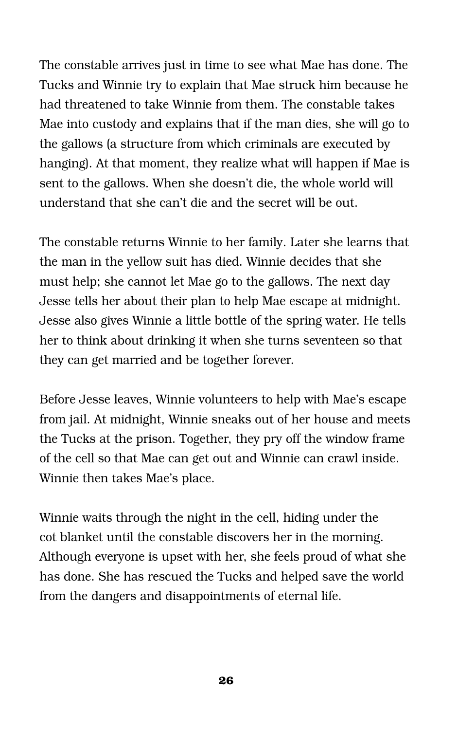The constable arrives just in time to see what Mae has done. The Tucks and Winnie try to explain that Mae struck him because he had threatened to take Winnie from them. The constable takes Mae into custody and explains that if the man dies, she will go to the gallows (a structure from which criminals are executed by hanging). At that moment, they realize what will happen if Mae is sent to the gallows. When she doesn't die, the whole world will understand that she can't die and the secret will be out.

The constable returns Winnie to her family. Later she learns that the man in the yellow suit has died. Winnie decides that she must help; she cannot let Mae go to the gallows. The next day Jesse tells her about their plan to help Mae escape at midnight. Jesse also gives Winnie a little bottle of the spring water. He tells her to think about drinking it when she turns seventeen so that they can get married and be together forever.

Before Jesse leaves, Winnie volunteers to help with Mae's escape from jail. At midnight, Winnie sneaks out of her house and meets the Tucks at the prison. Together, they pry off the window frame of the cell so that Mae can get out and Winnie can crawl inside. Winnie then takes Mae's place.

Winnie waits through the night in the cell, hiding under the cot blanket until the constable discovers her in the morning. Although everyone is upset with her, she feels proud of what she has done. She has rescued the Tucks and helped save the world from the dangers and disappointments of eternal life.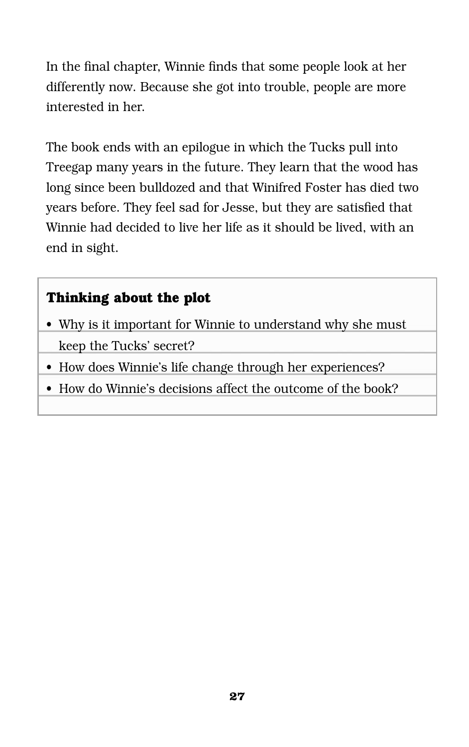In the final chapter, Winnie finds that some people look at her differently now. Because she got into trouble, people are more interested in her.

The book ends with an epilogue in which the Tucks pull into Treegap many years in the future. They learn that the wood has long since been bulldozed and that Winifred Foster has died two years before. They feel sad for Jesse, but they are satisfied that Winnie had decided to live her life as it should be lived, with an end in sight.

**Thinking about the plot**

- Why is it important for Winnie to understand why she must keep the Tucks' secret?
- How does Winnie's life change through her experiences?
- How do Winnie's decisions affect the outcome of the book?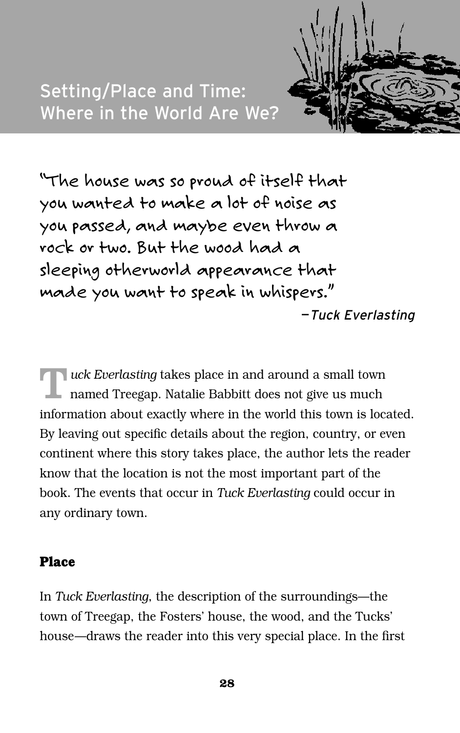# Setting/Place and Time: Where in the World Are We?

"The house was so proud of itself that you wanted to make a lot of noise as you passed, and maybe even throw a rock or two. But the wood had a sleeping otherworld appearance that made you want to speak in whispers."

—*Tuck Everlasting*

*Tuck Everlasting* takes place in and around a small town named Treegap. Natalie Babbitt does not give us much information about exactly where in the world this town is located. By leaving out specific details about the region, country, or even continent where this story takes place, the author lets the reader know that the location is not the most important part of the book. The events that occur in *Tuck Everlasting* could occur in any ordinary town.

### Place

In *Tuck Everlasting*, the description of the surroundings—the town of Treegap, the Fosters' house, the wood, and the Tucks' house—draws the reader into this very special place. In the first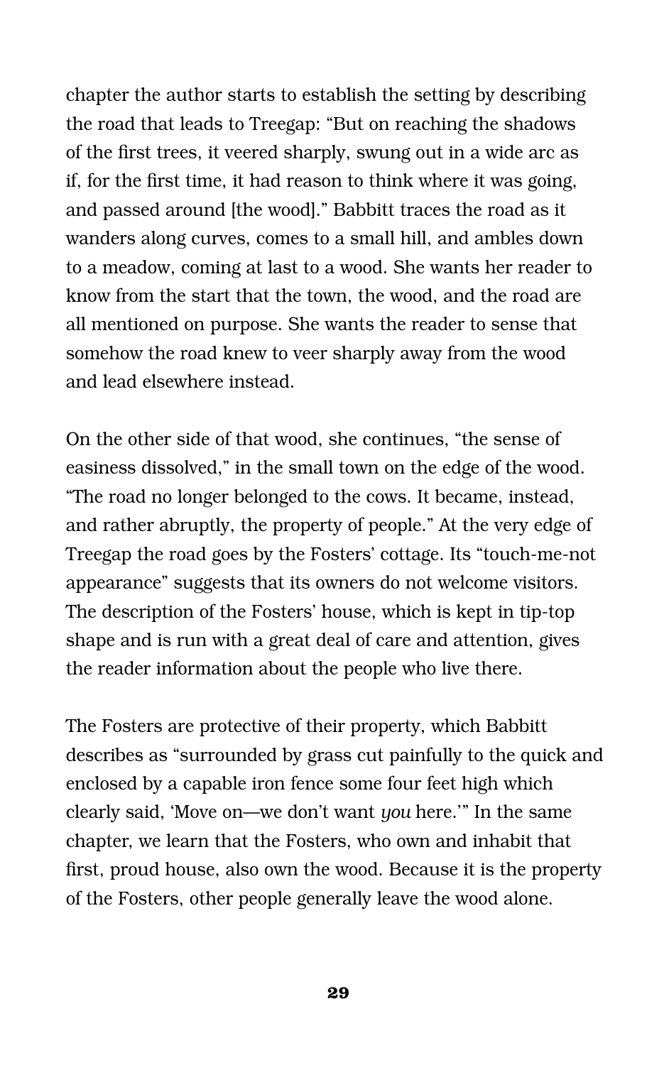chapter the author starts to establish the setting by describing the road that leads to Treegap: "But on reaching the shadows of the first trees, it veered sharply, swung out in a wide arc as if, for the first time, it had reason to think where it was going, and passed around [the wood]." Babbitt traces the road as it wanders along curves, comes to a small hill, and ambles down to a meadow, coming at last to a wood. She wants her reader to know from the start that the town, the wood, and the road are all mentioned on purpose. She wants the reader to sense that somehow the road knew to veer sharply away from the wood and lead elsewhere instead.

On the other side of that wood, she continues, "the sense of easiness dissolved," in the small town on the edge of the wood. "The road no longer belonged to the cows. It became, instead, and rather abruptly, the property of people." At the very edge of Treegap the road goes by the Fosters' cottage. Its "touch-me-not appearance" suggests that its owners do not welcome visitors. The description of the Fosters' house, which is kept in tip-top shape and is run with a great deal of care and attention, gives the reader information about the people who live there.

The Fosters are protective of their property, which Babbitt describes as "surrounded by grass cut painfully to the quick and enclosed by a capable iron fence some four feet high which clearly said, 'Move on—we don't want *you* here.'" In the same chapter, we learn that the Fosters, who own and inhabit that first, proud house, also own the wood. Because it is the property of the Fosters, other people generally leave the wood alone.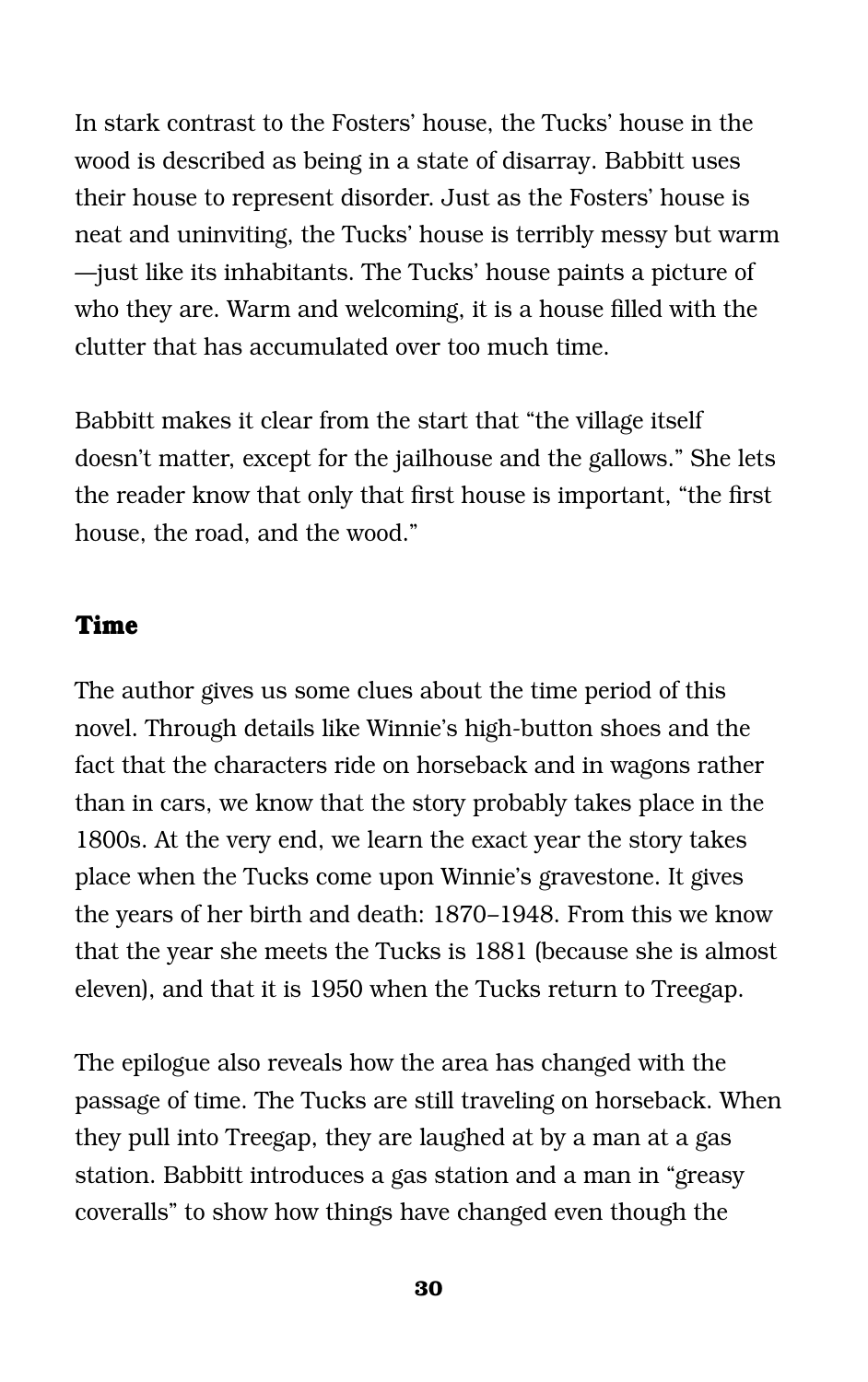In stark contrast to the Fosters' house, the Tucks' house in the wood is described as being in a state of disarray. Babbitt uses their house to represent disorder. Just as the Fosters' house is neat and uninviting, the Tucks' house is terribly messy but warm—just like its inhabitants. The Tucks' house paints a picture of who they are. Warm and welcoming, it is a house filled with the clutter that has accumulated over too much time.

Babbitt makes it clear from the start that "the village itself doesn't matter, except for the jailhouse and the gallows." She lets the reader know that only that first house is important, "the first house, the road, and the wood."

### Time

The author gives us some clues about the time period of this novel. Through details like Winnie's high-button shoes and the fact that the characters ride on horseback and in wagons rather than in cars, we know that the story probably takes place in the 1800s. At the very end, we learn the exact year the story takes place when the Tucks come upon Winnie's gravestone. It gives the years of her birth and death: 1870–1948. From this we know that the year she meets the Tucks is 1881 (because she is almost eleven), and that it is 1950 when the Tucks return to Treegap.

The epilogue also reveals how the area has changed with the passage of time. The Tucks are still traveling on horseback. When they pull into Treegap, they are laughed at by a man at a gas station. Babbitt introduces a gas station and a man in "greasy coveralls" to show how things have changed even though the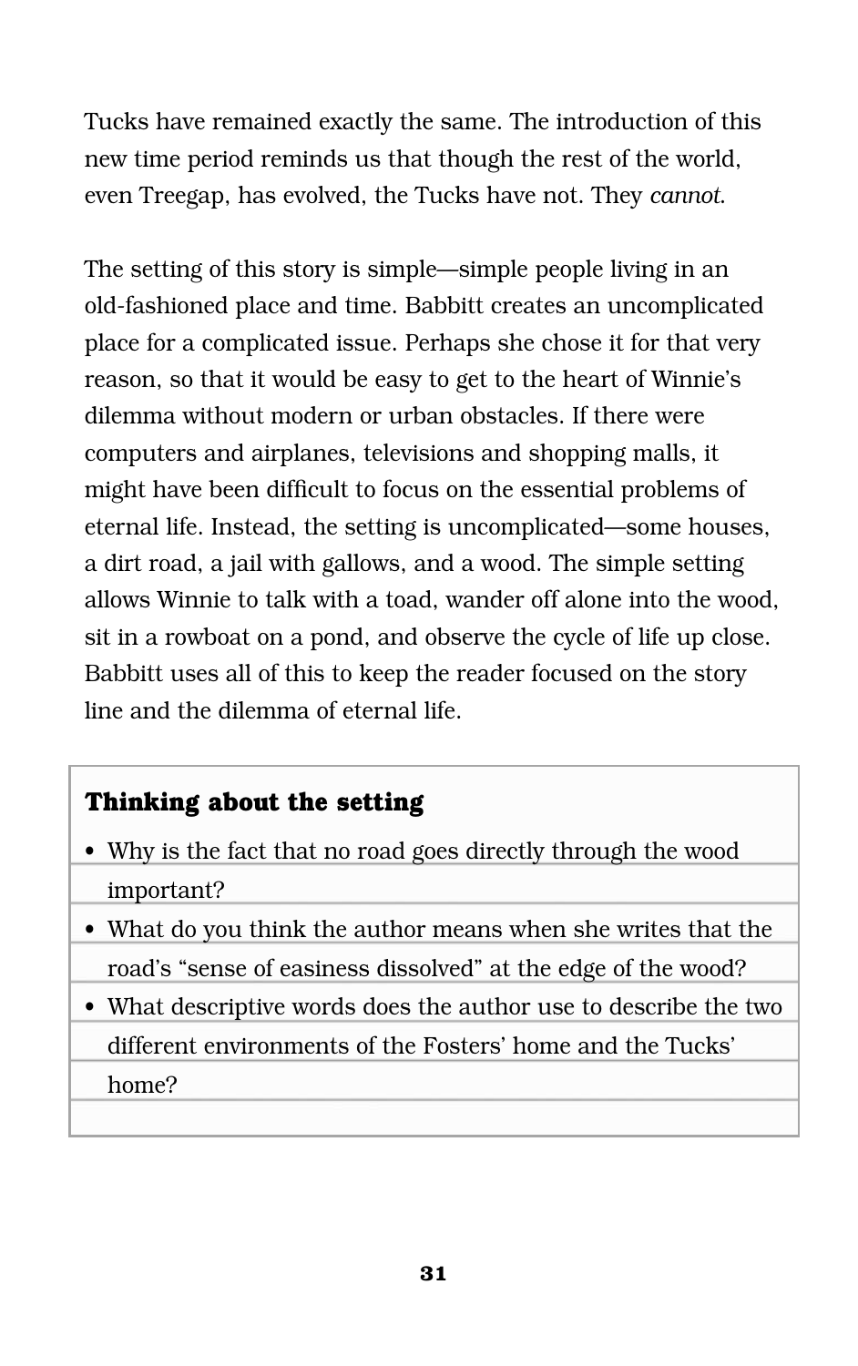Tucks have remained exactly the same. The introduction of this new time period reminds us that though the rest of the world, even Treegap, has evolved, the Tucks have not. They *cannot*.

The setting of this story is simple—simple people living in an old-fashioned place and time. Babbitt creates an uncomplicated place for a complicated issue. Perhaps she chose it for that very reason, so that it would be easy to get to the heart of Winnie's dilemma without modern or urban obstacles. If there were computers and airplanes, televisions and shopping malls, it might have been difficult to focus on the essential problems of eternal life. Instead, the setting is uncomplicated—some houses, a dirt road, a jail with gallows, and a wood. The simple setting allows Winnie to talk with a toad, wander off alone into the wood, sit in a rowboat on a pond, and observe the cycle of life up close. Babbitt uses all of this to keep the reader focused on the story line and the dilemma of eternal life.

**Thinking about the setting**

- Why is the fact that no road goes directly through the wood important?
- What do you think the author means when she writes that the road's "sense of easiness dissolved" at the edge of the wood?
- What descriptive words does the author use to describe the two different environments of the Fosters' home and the Tucks' home?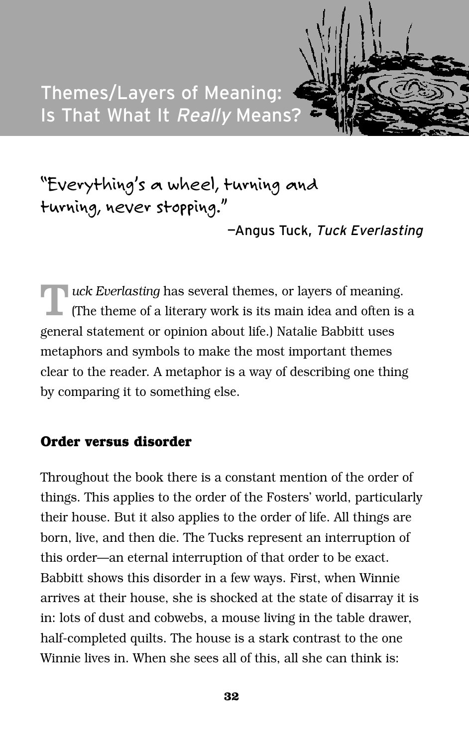# Themes/Layers of Meaning: Is That What It *Really* Means?

"Everything's a wheel, turning and turning, never stopping."

—Angus Tuck, *Tuck Everlasting*

*Tuck Everlasting* has several themes, or layers of meaning. (The theme of a literary work is its main idea and often is a general statement or opinion about life.) Natalie Babbitt uses metaphors and symbols to make the most important themes clear to the reader. A metaphor is a way of describing one thing by comparing it to something else.

## Order versus disorder

Throughout the book there is a constant mention of the order of things. This applies to the order of the Fosters' world, particularly their house. But it also applies to the order of life. All things are born, live, and then die. The Tucks represent an interruption of this order—an eternal interruption of that order to be exact. Babbitt shows this disorder in a few ways. First, when Winnie arrives at their house, she is shocked at the state of disarray it is in: lots of dust and cobwebs, a mouse living in the table drawer, half-completed quilts. The house is a stark contrast to the one Winnie lives in. When she sees all of this, all she can think is: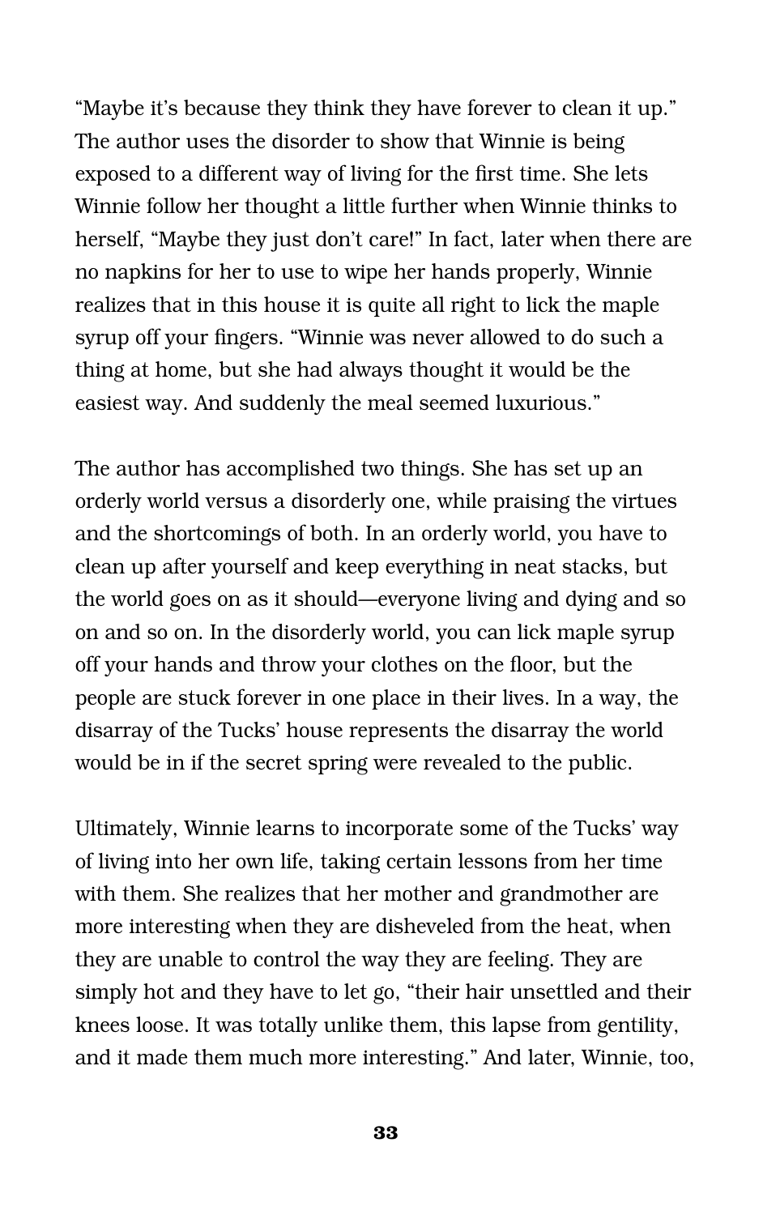"Maybe it's because they think they have forever to clean it up." The author uses the disorder to show that Winnie is being exposed to a different way of living for the first time. She lets Winnie follow her thought a little further when Winnie thinks to herself, "Maybe they just don't care!" In fact, later when there are no napkins for her to use to wipe her hands properly, Winnie realizes that in this house it is quite all right to lick the maple syrup off your fingers. "Winnie was never allowed to do such a thing at home, but she had always thought it would be the easiest way. And suddenly the meal seemed luxurious."

The author has accomplished two things. She has set up an orderly world versus a disorderly one, while praising the virtues and the shortcomings of both. In an orderly world, you have to clean up after yourself and keep everything in neat stacks, but the world goes on as it should—everyone living and dying and so on and so on. In the disorderly world, you can lick maple syrup off your hands and throw your clothes on the floor, but the people are stuck forever in one place in their lives. In a way, the disarray of the Tucks' house represents the disarray the world would be in if the secret spring were revealed to the public.

Ultimately, Winnie learns to incorporate some of the Tucks' way of living into her own life, taking certain lessons from her time with them. She realizes that her mother and grandmother are more interesting when they are disheveled from the heat, when they are unable to control the way they are feeling. They are simply hot and they have to let go, "their hair unsettled and their knees loose. It was totally unlike them, this lapse from gentility, and it made them much more interesting." And later, Winnie, too,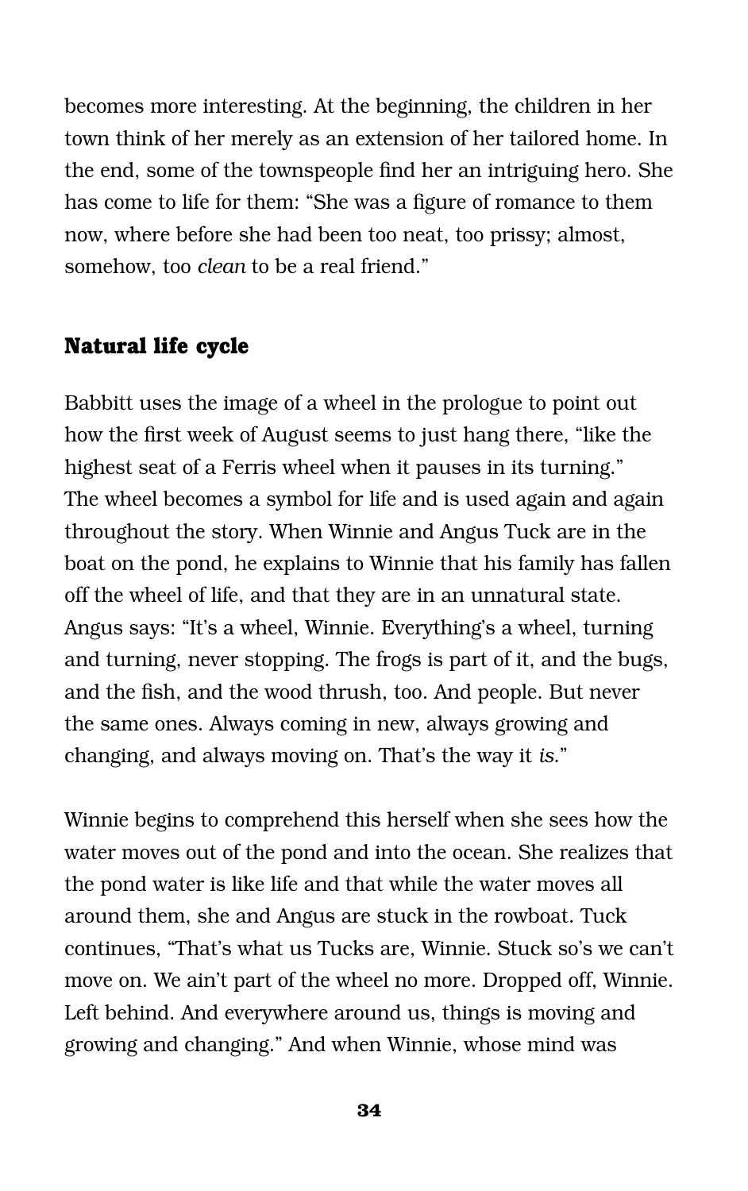becomes more interesting. At the beginning, the children in her town think of her merely as an extension of her tailored home. In the end, some of the townspeople find her an intriguing hero. She has come to life for them: "She was a figure of romance to them now, where before she had been too neat, too prissy; almost, somehow, too *clean* to be a real friend."

### Natural life cycle

Babbitt uses the image of a wheel in the prologue to point out how the first week of August seems to just hang there, "like the highest seat of a Ferris wheel when it pauses in its turning." The wheel becomes a symbol for life and is used again and again throughout the story. When Winnie and Angus Tuck are in the boat on the pond, he explains to Winnie that his family has fallen off the wheel of life, and that they are in an unnatural state. Angus says: "It's a wheel, Winnie. Everything's a wheel, turning and turning, never stopping. The frogs is part of it, and the bugs, and the fish, and the wood thrush, too. And people. But never the same ones. Always coming in new, always growing and changing, and always moving on. That's the way it *is*."

Winnie begins to comprehend this herself when she sees how the water moves out of the pond and into the ocean. She realizes that the pond water is like life and that while the water moves all around them, she and Angus are stuck in the rowboat. Tuck continues, "That's what us Tucks are, Winnie. Stuck so's we can't move on. We ain't part of the wheel no more. Dropped off, Winnie. Left behind. And everywhere around us, things is moving and growing and changing." And when Winnie, whose mind was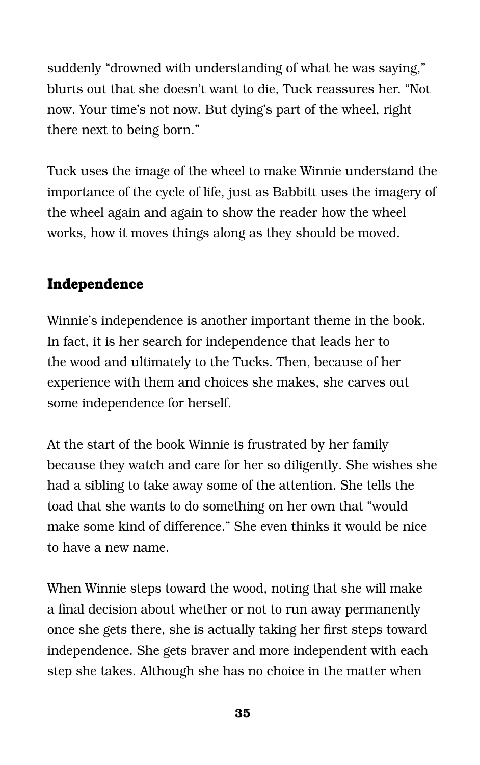suddenly "drowned with understanding of what he was saying," blurts out that she doesn't want to die, Tuck reassures her. "Not now. Your time's not now. But dying's part of the wheel, right there next to being born."

Tuck uses the image of the wheel to make Winnie understand the importance of the cycle of life, just as Babbitt uses the imagery of the wheel again and again to show the reader how the wheel works, how it moves things along as they should be moved.

### Independence

Winnie's independence is another important theme in the book. In fact, it is her search for independence that leads her to the wood and ultimately to the Tucks. Then, because of her experience with them and choices she makes, she carves out some independence for herself.

At the start of the book Winnie is frustrated by her family because they watch and care for her so diligently. She wishes she had a sibling to take away some of the attention. She tells the toad that she wants to do something on her own that "would make some kind of difference." She even thinks it would be nice to have a new name.

When Winnie steps toward the wood, noting that she will make a final decision about whether or not to run away permanently once she gets there, she is actually taking her first steps toward independence. She gets braver and more independent with each step she takes. Although she has no choice in the matter when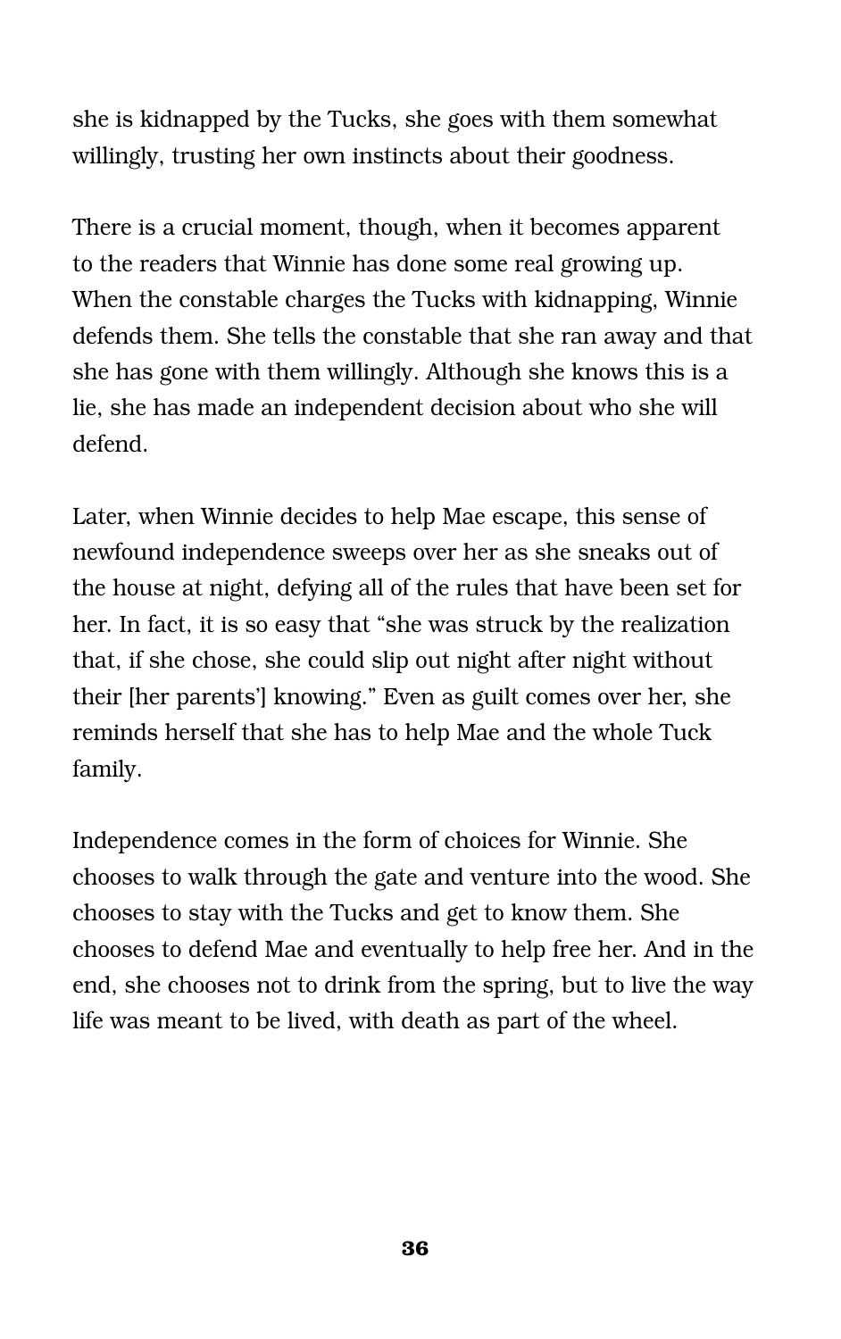she is kidnapped by the Tucks, she goes with them somewhat willingly, trusting her own instincts about their goodness.

There is a crucial moment, though, when it becomes apparent to the readers that Winnie has done some real growing up. When the constable charges the Tucks with kidnapping, Winnie defends them. She tells the constable that she ran away and that she has gone with them willingly. Although she knows this is a lie, she has made an independent decision about who she will defend.

Later, when Winnie decides to help Mae escape, this sense of newfound independence sweeps over her as she sneaks out of the house at night, defying all of the rules that have been set for her. In fact, it is so easy that "she was struck by the realization that, if she chose, she could slip out night after night without their [her parents'] knowing." Even as guilt comes over her, she reminds herself that she has to help Mae and the whole Tuck family.

Independence comes in the form of choices for Winnie. She chooses to walk through the gate and venture into the wood. She chooses to stay with the Tucks and get to know them. She chooses to defend Mae and eventually to help free her. And in the end, she chooses not to drink from the spring, but to live the way life was meant to be lived, with death as part of the wheel.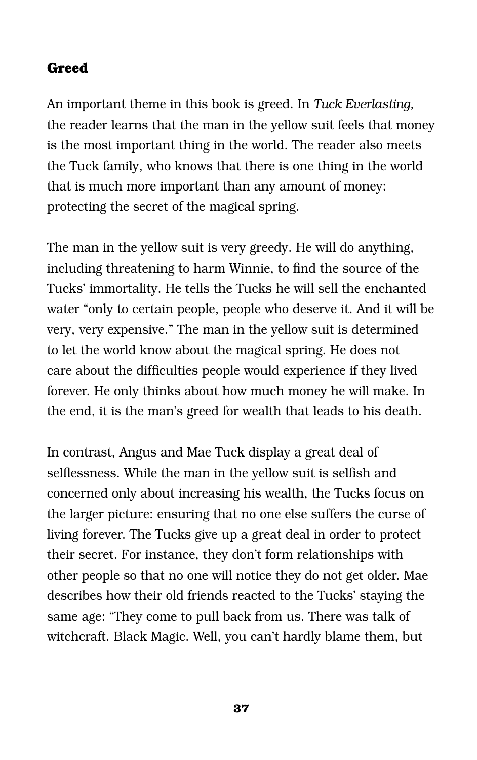## Greed

An important theme in this book is greed. In *Tuck Everlasting,* the reader learns that the man in the yellow suit feels that money is the most important thing in the world. The reader also meets the Tuck family, who knows that there is one thing in the world that is much more important than any amount of money: protecting the secret of the magical spring.

The man in the yellow suit is very greedy. He will do anything, including threatening to harm Winnie, to find the source of the Tucks' immortality. He tells the Tucks he will sell the enchanted water "only to certain people, people who deserve it. And it will be very, very expensive." The man in the yellow suit is determined to let the world know about the magical spring. He does not care about the difficulties people would experience if they lived forever. He only thinks about how much money he will make. In the end, it is the man's greed for wealth that leads to his death.

In contrast, Angus and Mae Tuck display a great deal of selflessness. While the man in the yellow suit is selfish and concerned only about increasing his wealth, the Tucks focus on the larger picture: ensuring that no one else suffers the curse of living forever. The Tucks give up a great deal in order to protect their secret. For instance, they don't form relationships with other people so that no one will notice they do not get older. Mae describes how their old friends reacted to the Tucks' staying the same age: "They come to pull back from us. There was talk of witchcraft. Black Magic. Well, you can't hardly blame them, but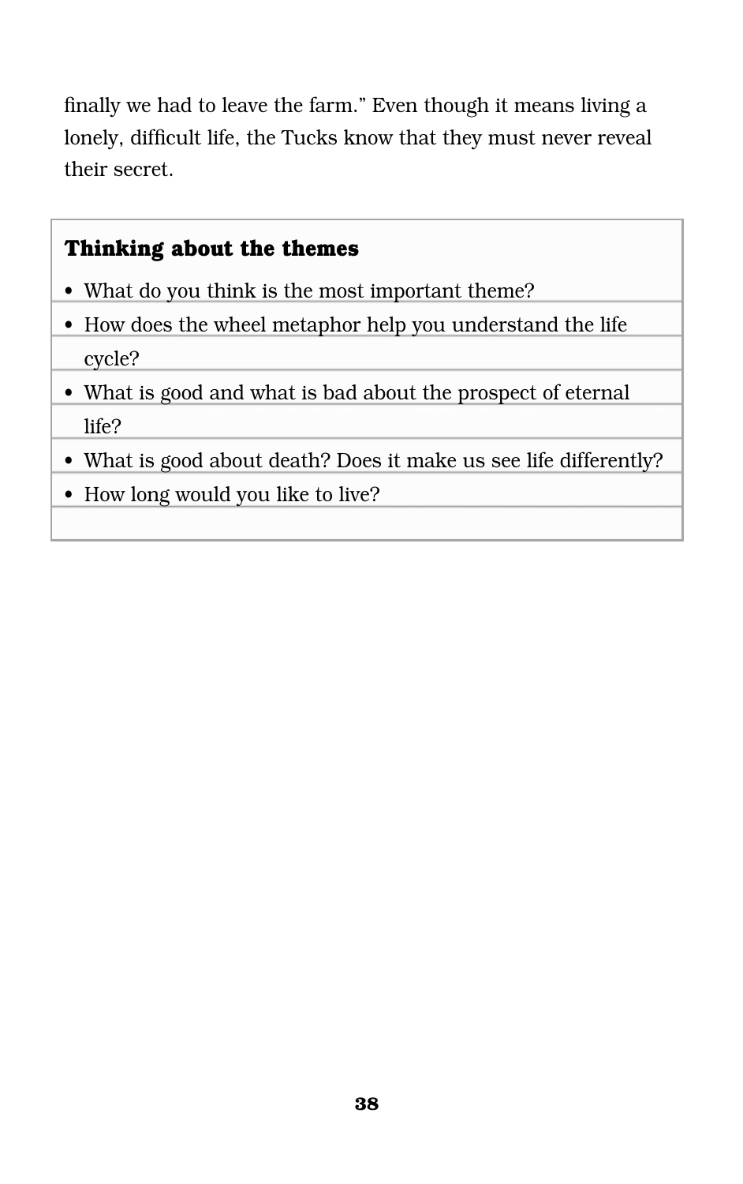finally we had to leave the farm." Even though it means living a lonely, difficult life, the Tucks know that they must never reveal their secret.

**Thinking about the themes**

- What do you think is the most important theme?
- How does the wheel metaphor help you understand the life cycle?
- What is good and what is bad about the prospect of eternal life?
- What is good about death? Does it make us see life differently?
- How long would you like to live?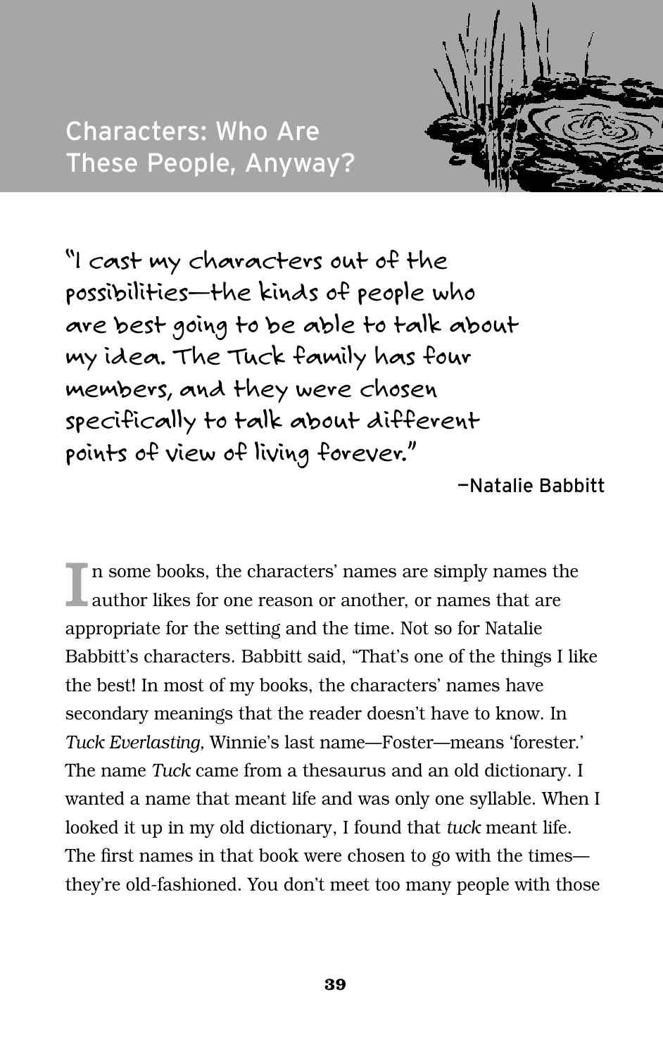# Characters: Who Are These People, Anyway?

> "I cast my characters out of the possibilities—the kinds of people who are best going to be able to talk about my idea. The Tuck family has four members, and they were chosen specifically to talk about different points of view of living forever."
>
> —Natalie Babbitt

In some books, the characters' names are simply names the author likes for one reason or another, or names that are appropriate for the setting and the time. Not so for Natalie Babbitt's characters. Babbitt said, "That's one of the things I like the best! In most of my books, the characters' names have secondary meanings that the reader doesn't have to know. In *Tuck Everlasting,* Winnie's last name—Foster—means 'forester.' The name *Tuck* came from a thesaurus and an old dictionary. I wanted a name that meant life and was only one syllable. When I looked it up in my old dictionary, I found that *tuck* meant life. The first names in that book were chosen to go with the times—they're old-fashioned. You don't meet too many people with those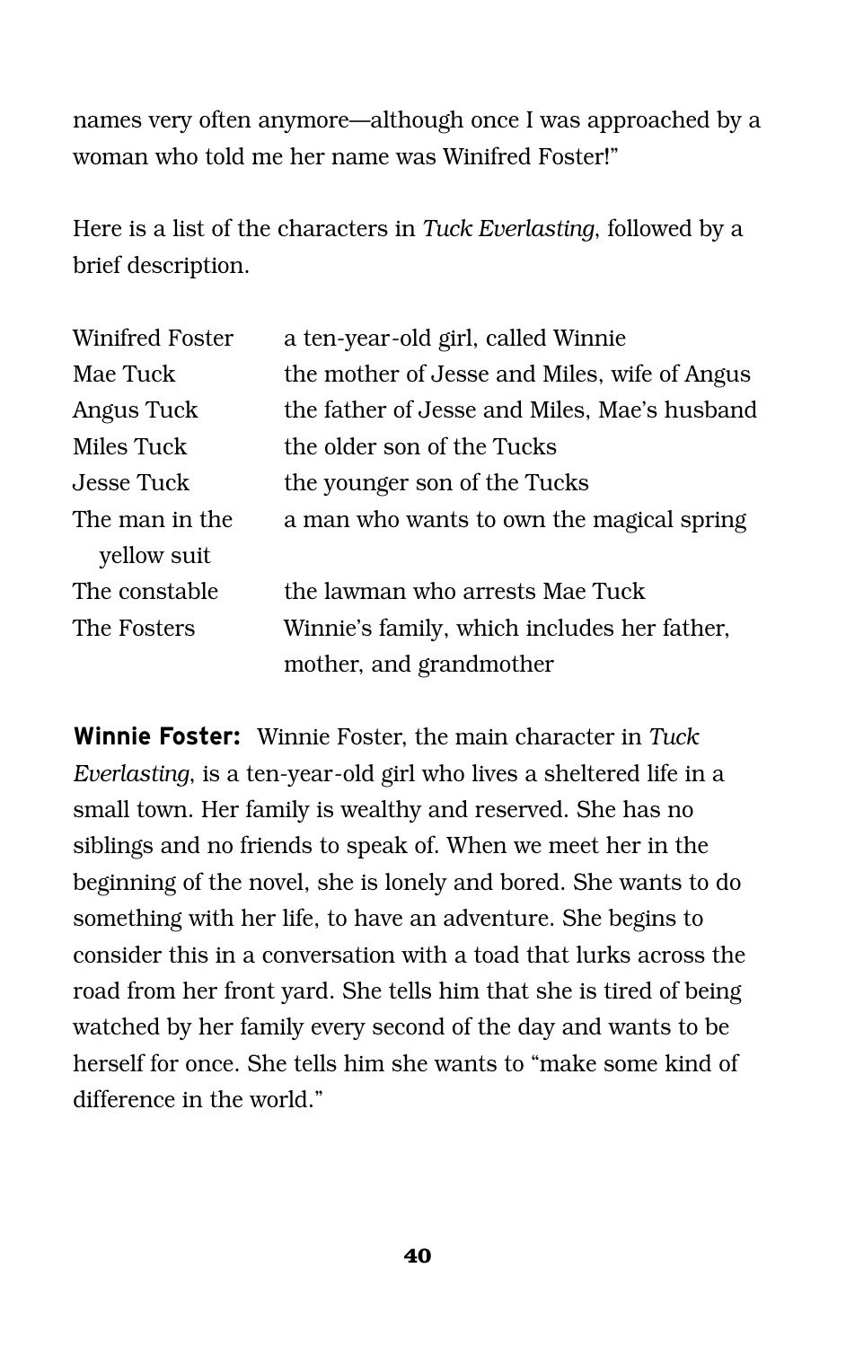names very often anymore—although once I was approached by a woman who told me her name was Winifred Foster!"

Here is a list of the characters in *Tuck Everlasting*, followed by a brief description.

| | |
|---|---|
| Winifred Foster | a ten-year-old girl, called Winnie |
| Mae Tuck | the mother of Jesse and Miles, wife of Angus |
| Angus Tuck | the father of Jesse and Miles, Mae's husband |
| Miles Tuck | the older son of the Tucks |
| Jesse Tuck | the younger son of the Tucks |
| The man in the yellow suit | a man who wants to own the magical spring |
| The constable | the lawman who arrests Mae Tuck |
| The Fosters | Winnie's family, which includes her father, mother, and grandmother |

**Winnie Foster:** Winnie Foster, the main character in *Tuck Everlasting*, is a ten-year-old girl who lives a sheltered life in a small town. Her family is wealthy and reserved. She has no siblings and no friends to speak of. When we meet her in the beginning of the novel, she is lonely and bored. She wants to do something with her life, to have an adventure. She begins to consider this in a conversation with a toad that lurks across the road from her front yard. She tells him that she is tired of being watched by her family every second of the day and wants to be herself for once. She tells him she wants to "make some kind of difference in the world."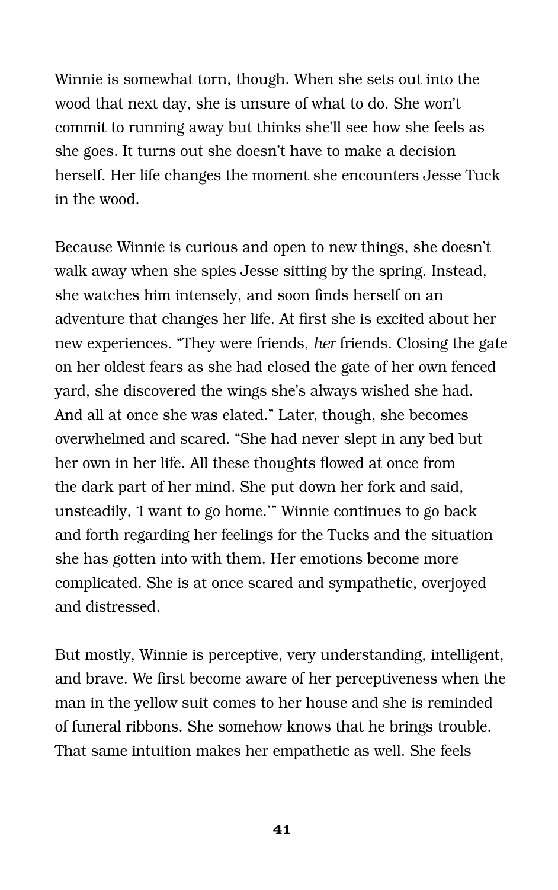Winnie is somewhat torn, though. When she sets out into the wood that next day, she is unsure of what to do. She won't commit to running away but thinks she'll see how she feels as she goes. It turns out she doesn't have to make a decision herself. Her life changes the moment she encounters Jesse Tuck in the wood.

Because Winnie is curious and open to new things, she doesn't walk away when she spies Jesse sitting by the spring. Instead, she watches him intensely, and soon finds herself on an adventure that changes her life. At first she is excited about her new experiences. "They were friends, *her* friends. Closing the gate on her oldest fears as she had closed the gate of her own fenced yard, she discovered the wings she's always wished she had. And all at once she was elated." Later, though, she becomes overwhelmed and scared. "She had never slept in any bed but her own in her life. All these thoughts flowed at once from the dark part of her mind. She put down her fork and said, unsteadily, 'I want to go home.'" Winnie continues to go back and forth regarding her feelings for the Tucks and the situation she has gotten into with them. Her emotions become more complicated. She is at once scared and sympathetic, overjoyed and distressed.

But mostly, Winnie is perceptive, very understanding, intelligent, and brave. We first become aware of her perceptiveness when the man in the yellow suit comes to her house and she is reminded of funeral ribbons. She somehow knows that he brings trouble. That same intuition makes her empathetic as well. She feels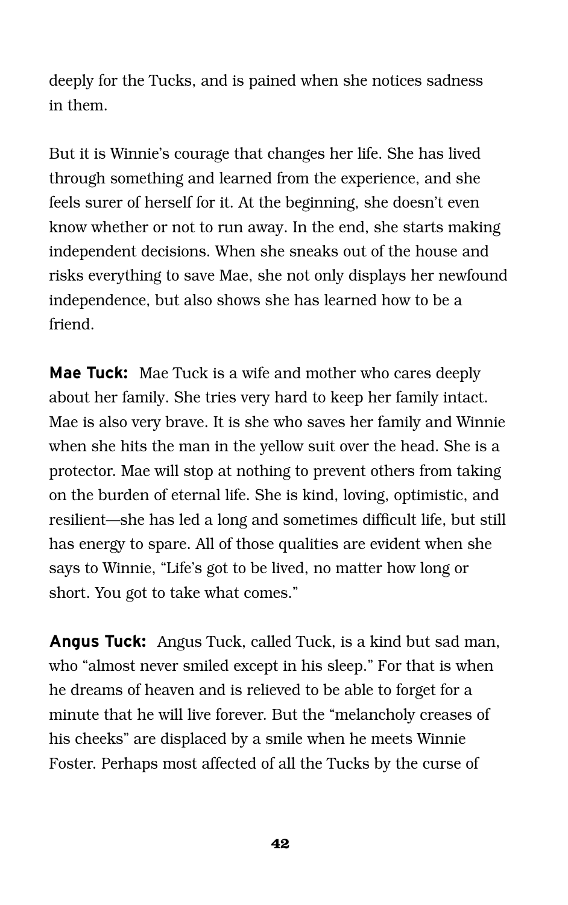deeply for the Tucks, and is pained when she notices sadness in them.

But it is Winnie's courage that changes her life. She has lived through something and learned from the experience, and she feels surer of herself for it. At the beginning, she doesn't even know whether or not to run away. In the end, she starts making independent decisions. When she sneaks out of the house and risks everything to save Mae, she not only displays her newfound independence, but also shows she has learned how to be a friend.

**Mae Tuck:** Mae Tuck is a wife and mother who cares deeply about her family. She tries very hard to keep her family intact. Mae is also very brave. It is she who saves her family and Winnie when she hits the man in the yellow suit over the head. She is a protector. Mae will stop at nothing to prevent others from taking on the burden of eternal life. She is kind, loving, optimistic, and resilient—she has led a long and sometimes difficult life, but still has energy to spare. All of those qualities are evident when she says to Winnie, "Life's got to be lived, no matter how long or short. You got to take what comes."

**Angus Tuck:** Angus Tuck, called Tuck, is a kind but sad man, who "almost never smiled except in his sleep." For that is when he dreams of heaven and is relieved to be able to forget for a minute that he will live forever. But the "melancholy creases of his cheeks" are displaced by a smile when he meets Winnie Foster. Perhaps most affected of all the Tucks by the curse of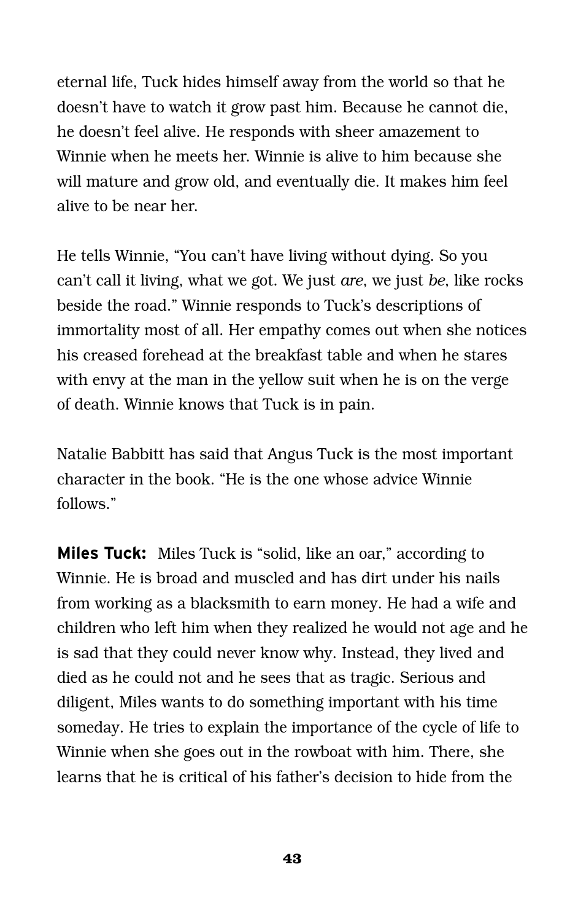eternal life, Tuck hides himself away from the world so that he doesn't have to watch it grow past him. Because he cannot die, he doesn't feel alive. He responds with sheer amazement to Winnie when he meets her. Winnie is alive to him because she will mature and grow old, and eventually die. It makes him feel alive to be near her.

He tells Winnie, "You can't have living without dying. So you can't call it living, what we got. We just *are*, we just *be*, like rocks beside the road." Winnie responds to Tuck's descriptions of immortality most of all. Her empathy comes out when she notices his creased forehead at the breakfast table and when he stares with envy at the man in the yellow suit when he is on the verge of death. Winnie knows that Tuck is in pain.

Natalie Babbitt has said that Angus Tuck is the most important character in the book. "He is the one whose advice Winnie follows."

**Miles Tuck:** Miles Tuck is "solid, like an oar," according to Winnie. He is broad and muscled and has dirt under his nails from working as a blacksmith to earn money. He had a wife and children who left him when they realized he would not age and he is sad that they could never know why. Instead, they lived and died as he could not and he sees that as tragic. Serious and diligent, Miles wants to do something important with his time someday. He tries to explain the importance of the cycle of life to Winnie when she goes out in the rowboat with him. There, she learns that he is critical of his father's decision to hide from the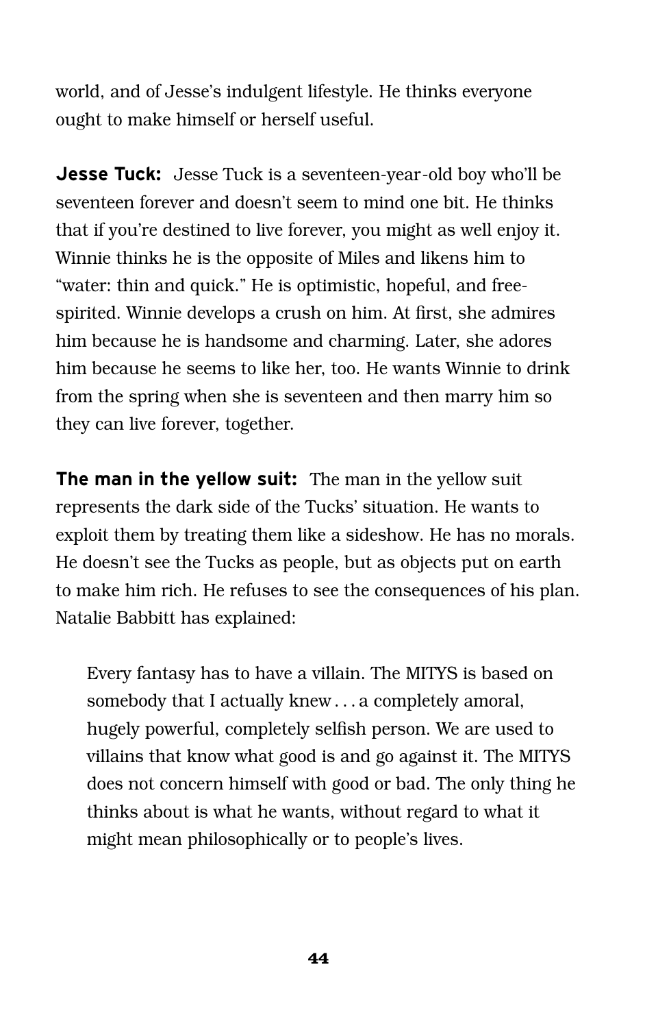world, and of Jesse's indulgent lifestyle. He thinks everyone ought to make himself or herself useful.

**Jesse Tuck:** Jesse Tuck is a seventeen-year-old boy who'll be seventeen forever and doesn't seem to mind one bit. He thinks that if you're destined to live forever, you might as well enjoy it. Winnie thinks he is the opposite of Miles and likens him to "water: thin and quick." He is optimistic, hopeful, and free-spirited. Winnie develops a crush on him. At first, she admires him because he is handsome and charming. Later, she adores him because he seems to like her, too. He wants Winnie to drink from the spring when she is seventeen and then marry him so they can live forever, together.

**The man in the yellow suit:** The man in the yellow suit represents the dark side of the Tucks' situation. He wants to exploit them by treating them like a sideshow. He has no morals. He doesn't see the Tucks as people, but as objects put on earth to make him rich. He refuses to see the consequences of his plan. Natalie Babbitt has explained:

> Every fantasy has to have a villain. The MITYS is based on somebody that I actually knew . . . a completely amoral, hugely powerful, completely selfish person. We are used to villains that know what good is and go against it. The MITYS does not concern himself with good or bad. The only thing he thinks about is what he wants, without regard to what it might mean philosophically or to people's lives.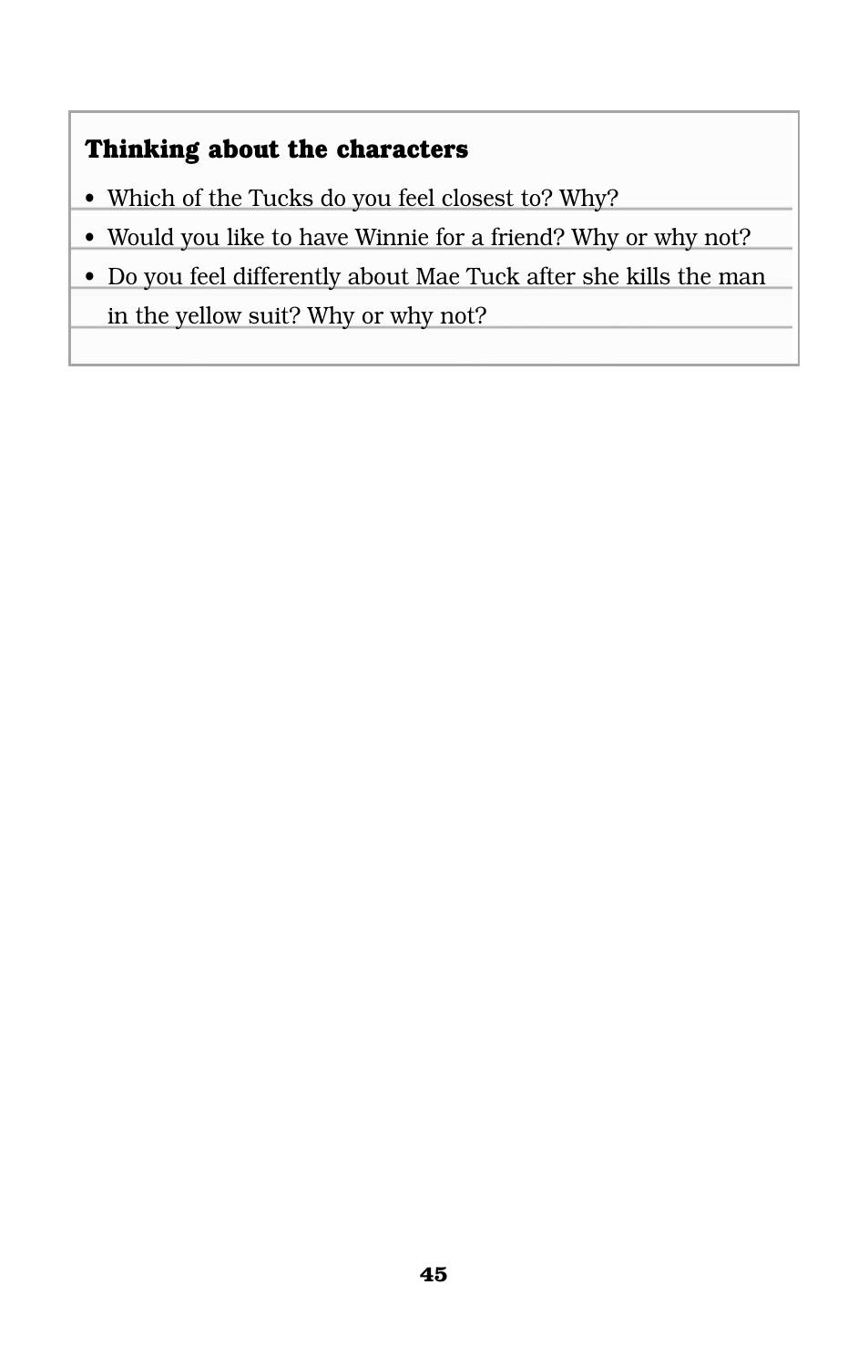### Thinking about the characters

- Which of the Tucks do you feel closest to? Why?
- Would you like to have Winnie for a friend? Why or why not?
- Do you feel differently about Mae Tuck after she kills the man in the yellow suit? Why or why not?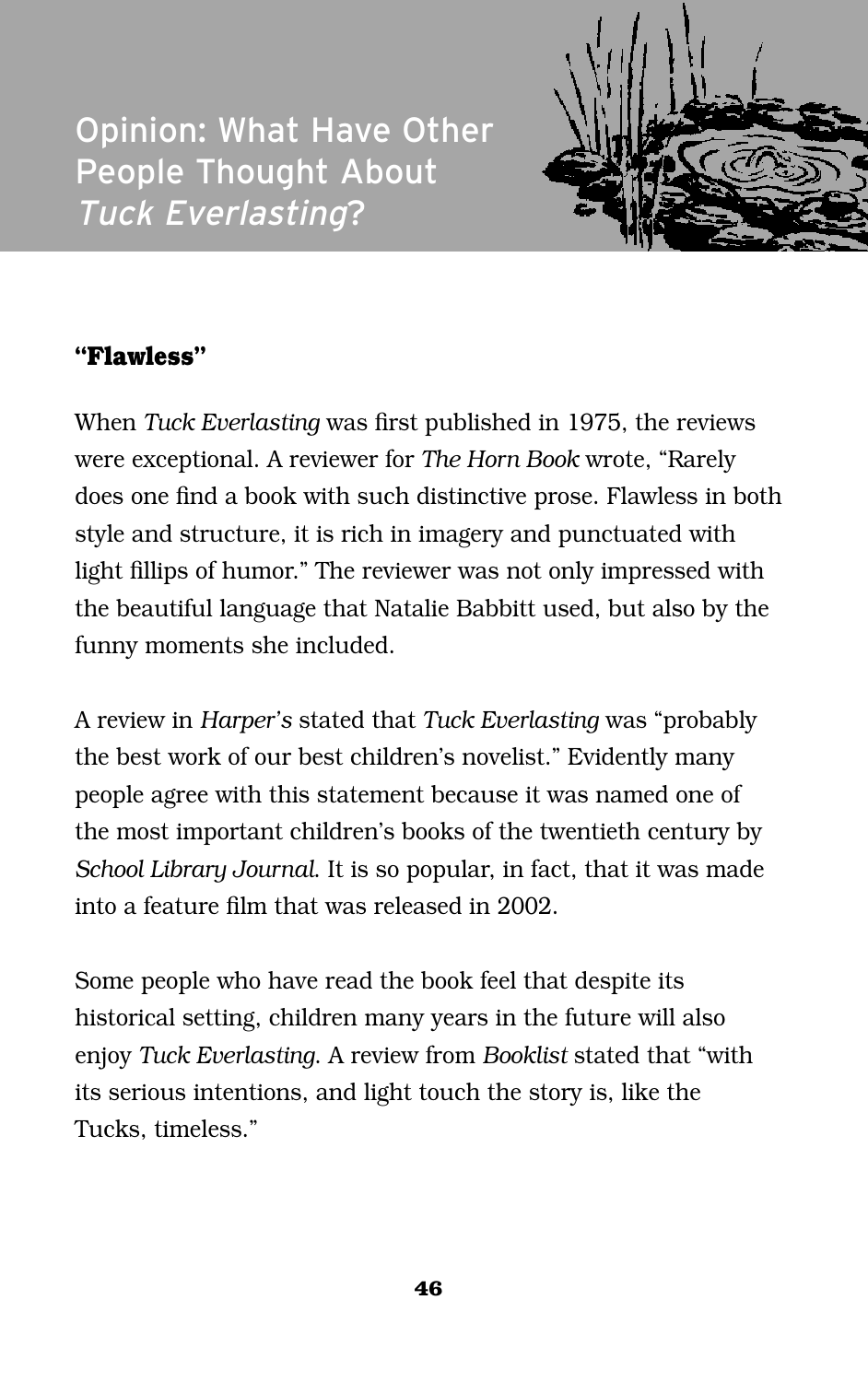# Opinion: What Have Other People Thought About *Tuck Everlasting*?

### "Flawless"

When *Tuck Everlasting* was first published in 1975, the reviews were exceptional. A reviewer for *The Horn Book* wrote, "Rarely does one find a book with such distinctive prose. Flawless in both style and structure, it is rich in imagery and punctuated with light fillips of humor." The reviewer was not only impressed with the beautiful language that Natalie Babbitt used, but also by the funny moments she included.

A review in *Harper's* stated that *Tuck Everlasting* was "probably the best work of our best children's novelist." Evidently many people agree with this statement because it was named one of the most important children's books of the twentieth century by *School Library Journal*. It is so popular, in fact, that it was made into a feature film that was released in 2002.

Some people who have read the book feel that despite its historical setting, children many years in the future will also enjoy *Tuck Everlasting*. A review from *Booklist* stated that "with its serious intentions, and light touch the story is, like the Tucks, timeless."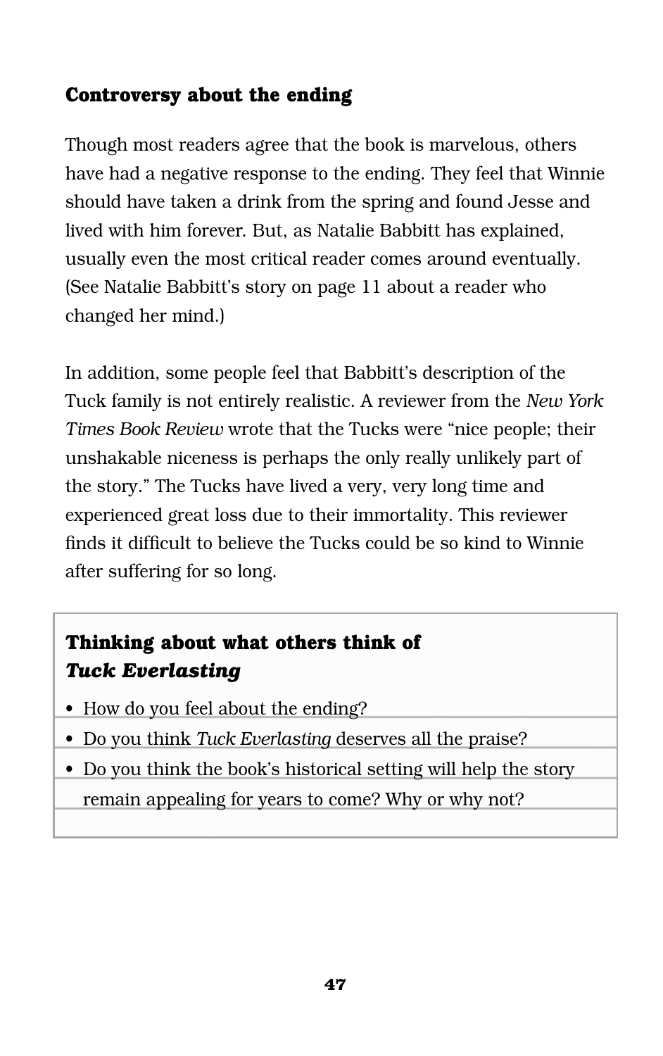## Controversy about the ending

Though most readers agree that the book is marvelous, others have had a negative response to the ending. They feel that Winnie should have taken a drink from the spring and found Jesse and lived with him forever. But, as Natalie Babbitt has explained, usually even the most critical reader comes around eventually. (See Natalie Babbitt's story on page 11 about a reader who changed her mind.)

In addition, some people feel that Babbitt's description of the Tuck family is not entirely realistic. A reviewer from the *New York Times Book Review* wrote that the Tucks were "nice people; their unshakable niceness is perhaps the only really unlikely part of the story." The Tucks have lived a very, very long time and experienced great loss due to their immortality. This reviewer finds it difficult to believe the Tucks could be so kind to Winnie after suffering for so long.

### Thinking about what others think of *Tuck Everlasting*

- How do you feel about the ending?
- Do you think *Tuck Everlasting* deserves all the praise?
- Do you think the book's historical setting will help the story remain appealing for years to come? Why or why not?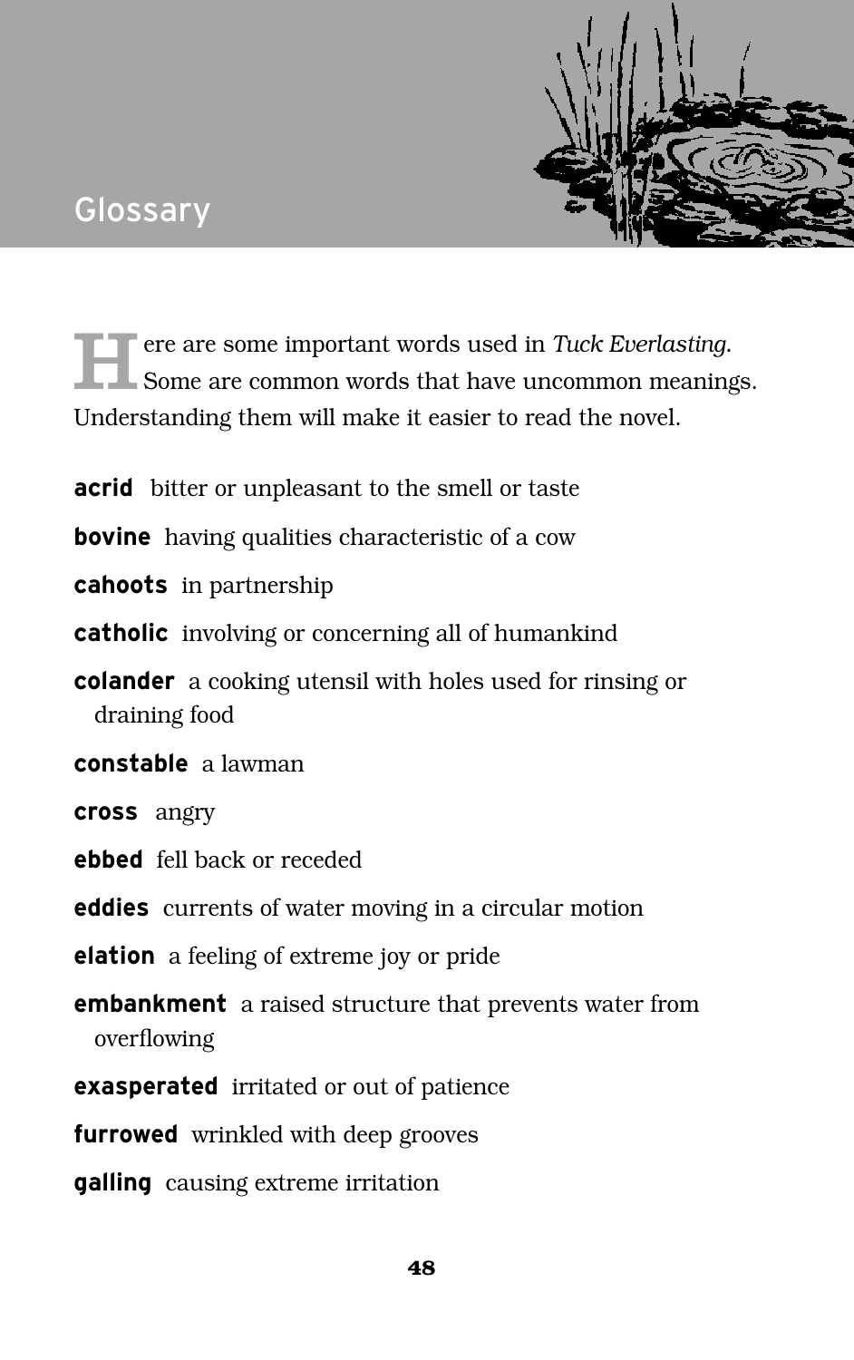# Glossary

Here are some important words used in *Tuck Everlasting.* Some are common words that have uncommon meanings. Understanding them will make it easier to read the novel.

**acrid** bitter or unpleasant to the smell or taste

**bovine** having qualities characteristic of a cow

**cahoots** in partnership

**catholic** involving or concerning all of humankind

**colander** a cooking utensil with holes used for rinsing or draining food

**constable** a lawman

**cross** angry

**ebbed** fell back or receded

**eddies** currents of water moving in a circular motion

**elation** a feeling of extreme joy or pride

**embankment** a raised structure that prevents water from overflowing

**exasperated** irritated or out of patience

**furrowed** wrinkled with deep grooves

**galling** causing extreme irritation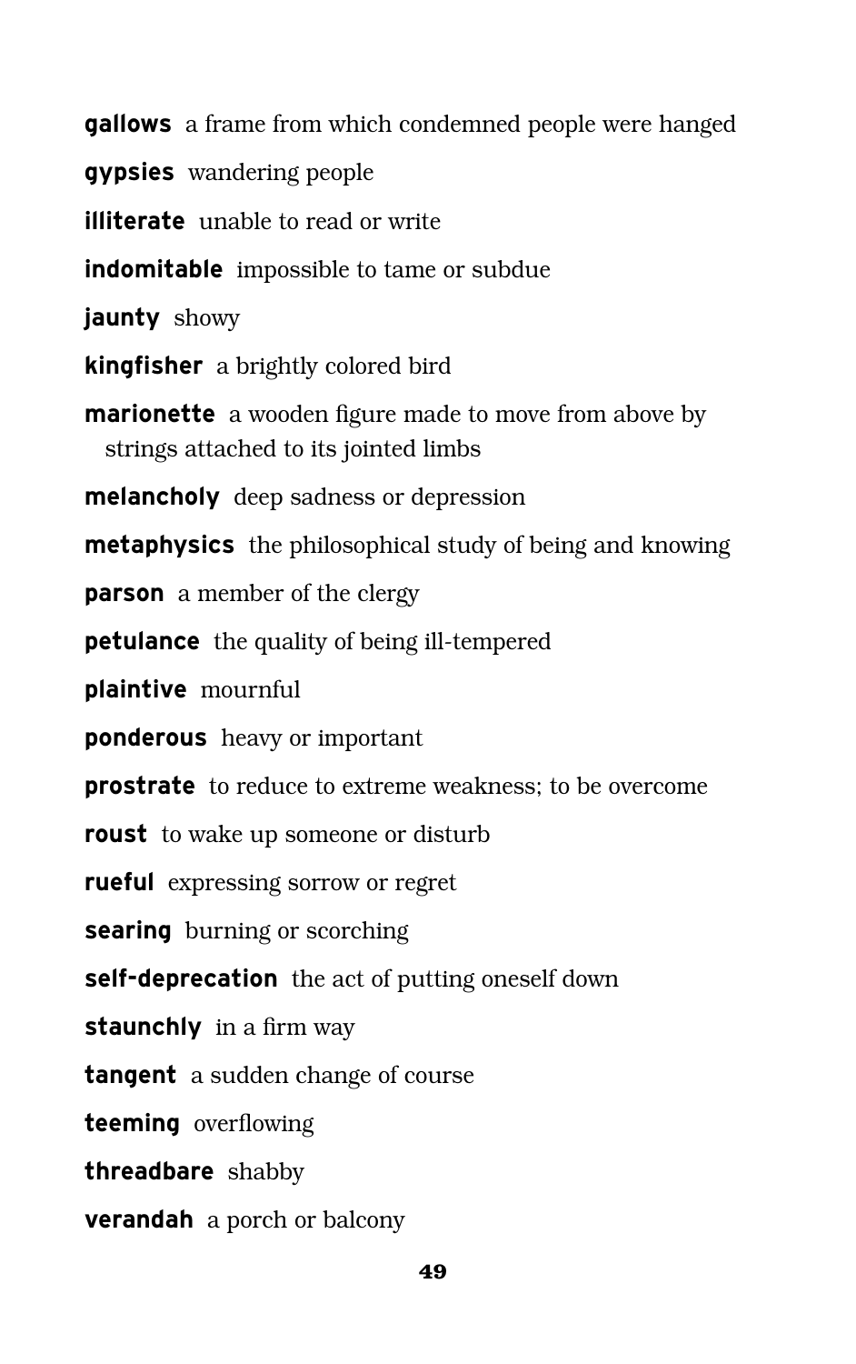**gallows** a frame from which condemned people were hanged

**gypsies** wandering people

**illiterate** unable to read or write

**indomitable** impossible to tame or subdue

**jaunty** showy

**kingfisher** a brightly colored bird

**marionette** a wooden figure made to move from above by strings attached to its jointed limbs

**melancholy** deep sadness or depression

**metaphysics** the philosophical study of being and knowing

**parson** a member of the clergy

**petulance** the quality of being ill-tempered

**plaintive** mournful

**ponderous** heavy or important

**prostrate** to reduce to extreme weakness; to be overcome

**roust** to wake up someone or disturb

**rueful** expressing sorrow or regret

**searing** burning or scorching

**self-deprecation** the act of putting oneself down

**staunchly** in a firm way

**tangent** a sudden change of course

**teeming** overflowing

**threadbare** shabby

**verandah** a porch or balcony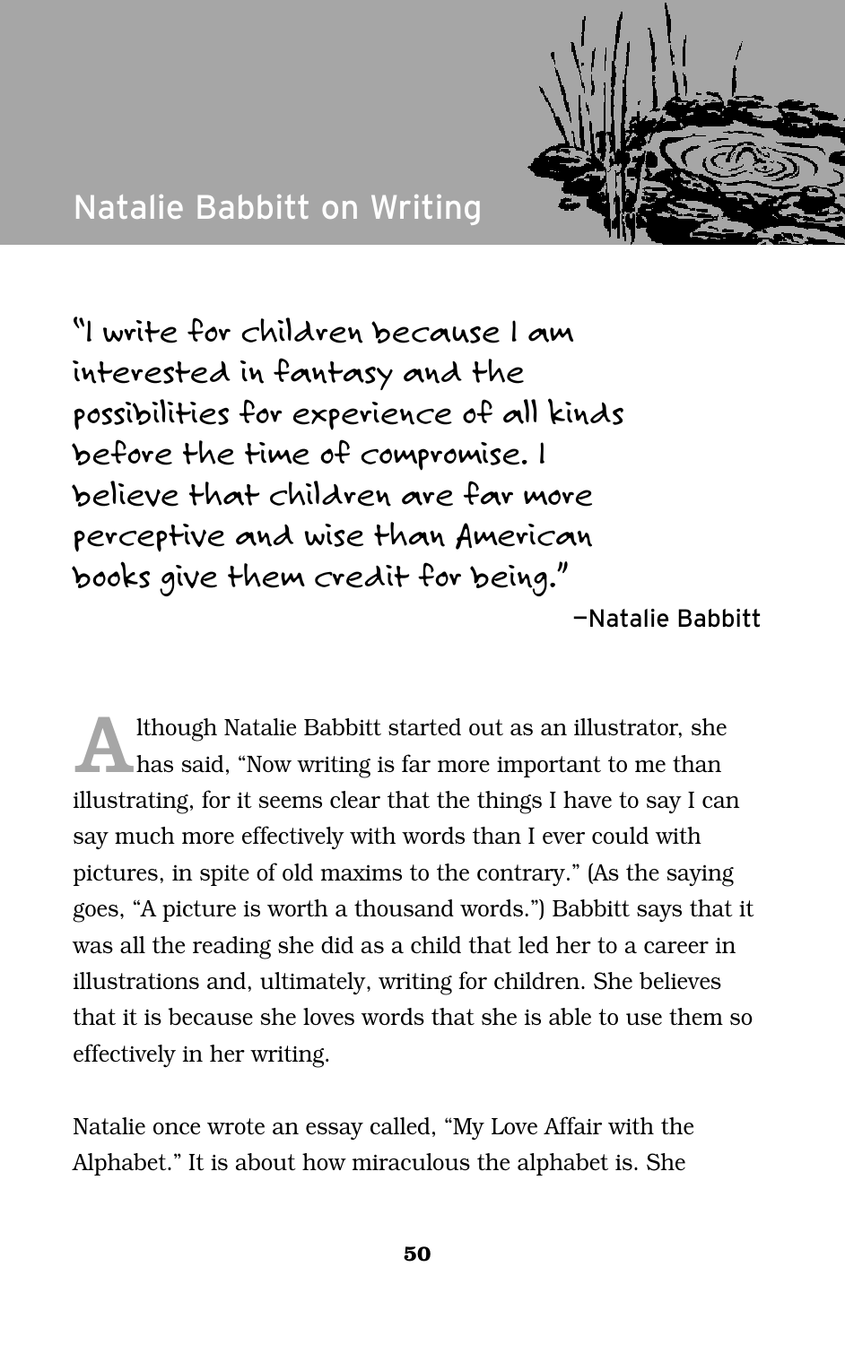## Natalie Babbitt on Writing

> "I write for children because I am interested in fantasy and the possibilities for experience of all kinds before the time of compromise. I believe that children are far more perceptive and wise than American books give them credit for being."
>
> —Natalie Babbitt

Although Natalie Babbitt started out as an illustrator, she has said, "Now writing is far more important to me than illustrating, for it seems clear that the things I have to say I can say much more effectively with words than I ever could with pictures, in spite of old maxims to the contrary." (As the saying goes, "A picture is worth a thousand words.") Babbitt says that it was all the reading she did as a child that led her to a career in illustrations and, ultimately, writing for children. She believes that it is because she loves words that she is able to use them so effectively in her writing.

Natalie once wrote an essay called, "My Love Affair with the Alphabet." It is about how miraculous the alphabet is. She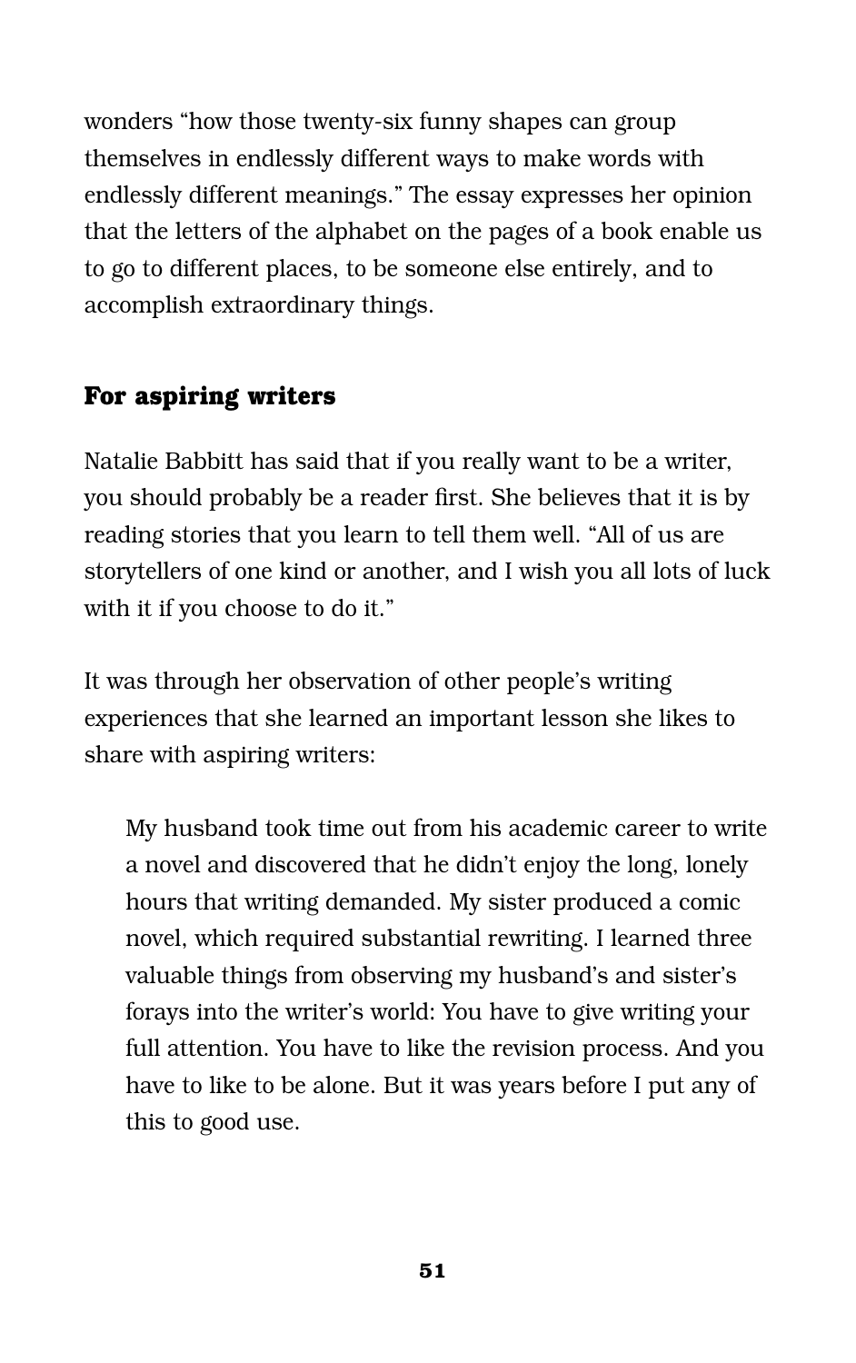wonders "how those twenty-six funny shapes can group themselves in endlessly different ways to make words with endlessly different meanings." The essay expresses her opinion that the letters of the alphabet on the pages of a book enable us to go to different places, to be someone else entirely, and to accomplish extraordinary things.

## For aspiring writers

Natalie Babbitt has said that if you really want to be a writer, you should probably be a reader first. She believes that it is by reading stories that you learn to tell them well. "All of us are storytellers of one kind or another, and I wish you all lots of luck with it if you choose to do it."

It was through her observation of other people's writing experiences that she learned an important lesson she likes to share with aspiring writers:

> My husband took time out from his academic career to write a novel and discovered that he didn't enjoy the long, lonely hours that writing demanded. My sister produced a comic novel, which required substantial rewriting. I learned three valuable things from observing my husband's and sister's forays into the writer's world: You have to give writing your full attention. You have to like the revision process. And you have to like to be alone. But it was years before I put any of this to good use.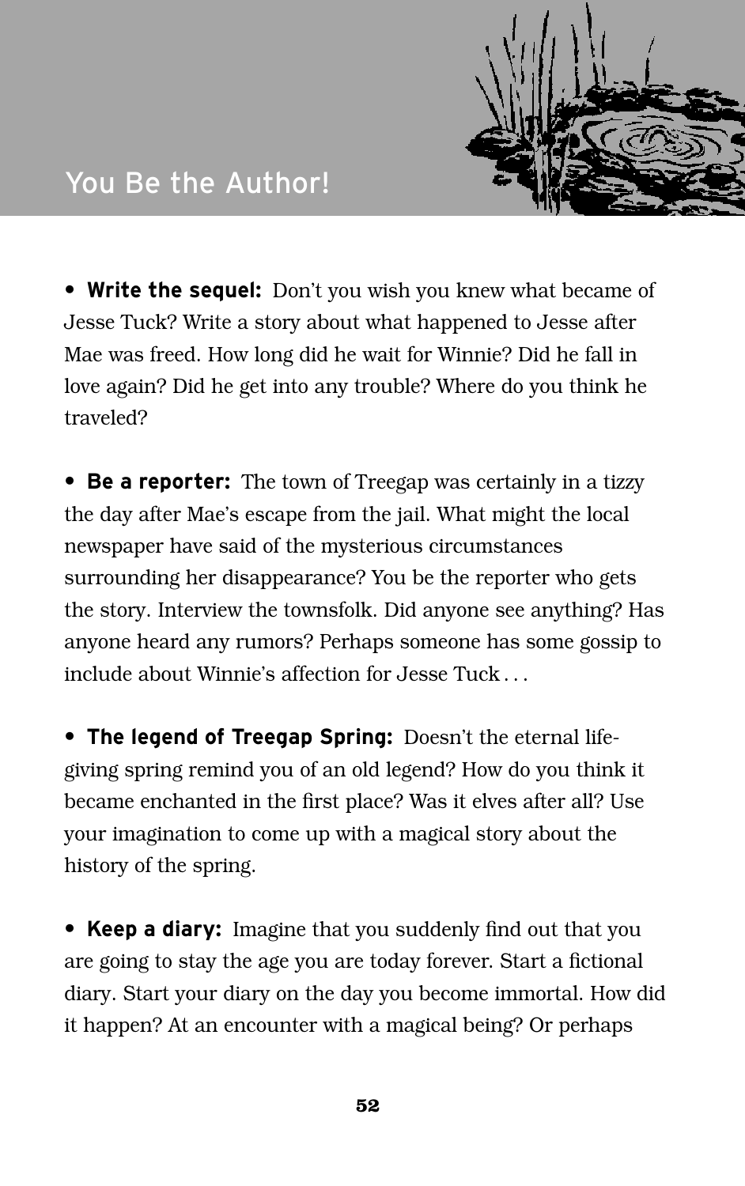## You Be the Author!

- **Write the sequel:** Don't you wish you knew what became of Jesse Tuck? Write a story about what happened to Jesse after Mae was freed. How long did he wait for Winnie? Did he fall in love again? Did he get into any trouble? Where do you think he traveled?

- **Be a reporter:** The town of Treegap was certainly in a tizzy the day after Mae's escape from the jail. What might the local newspaper have said of the mysterious circumstances surrounding her disappearance? You be the reporter who gets the story. Interview the townsfolk. Did anyone see anything? Has anyone heard any rumors? Perhaps someone has some gossip to include about Winnie's affection for Jesse Tuck . . .

- **The legend of Treegap Spring:** Doesn't the eternal life-giving spring remind you of an old legend? How do you think it became enchanted in the first place? Was it elves after all? Use your imagination to come up with a magical story about the history of the spring.

- **Keep a diary:** Imagine that you suddenly find out that you are going to stay the age you are today forever. Start a fictional diary. Start your diary on the day you become immortal. How did it happen? At an encounter with a magical being? Or perhaps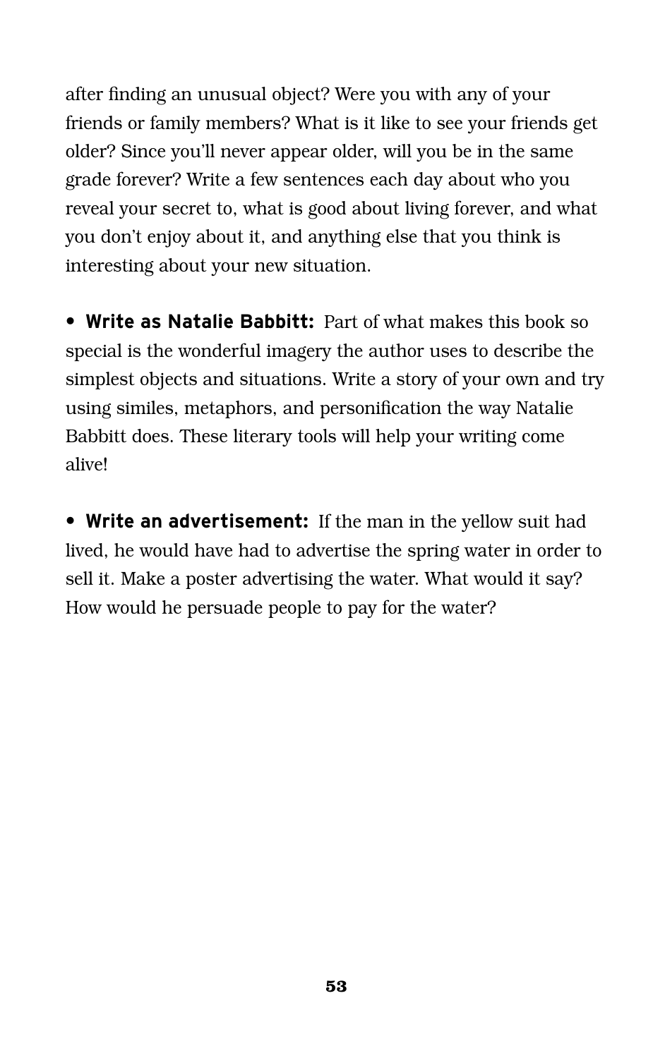after finding an unusual object? Were you with any of your friends or family members? What is it like to see your friends get older? Since you'll never appear older, will you be in the same grade forever? Write a few sentences each day about who you reveal your secret to, what is good about living forever, and what you don't enjoy about it, and anything else that you think is interesting about your new situation.

- **Write as Natalie Babbitt:** Part of what makes this book so special is the wonderful imagery the author uses to describe the simplest objects and situations. Write a story of your own and try using similes, metaphors, and personification the way Natalie Babbitt does. These literary tools will help your writing come alive!

- **Write an advertisement:** If the man in the yellow suit had lived, he would have had to advertise the spring water in order to sell it. Make a poster advertising the water. What would it say? How would he persuade people to pay for the water?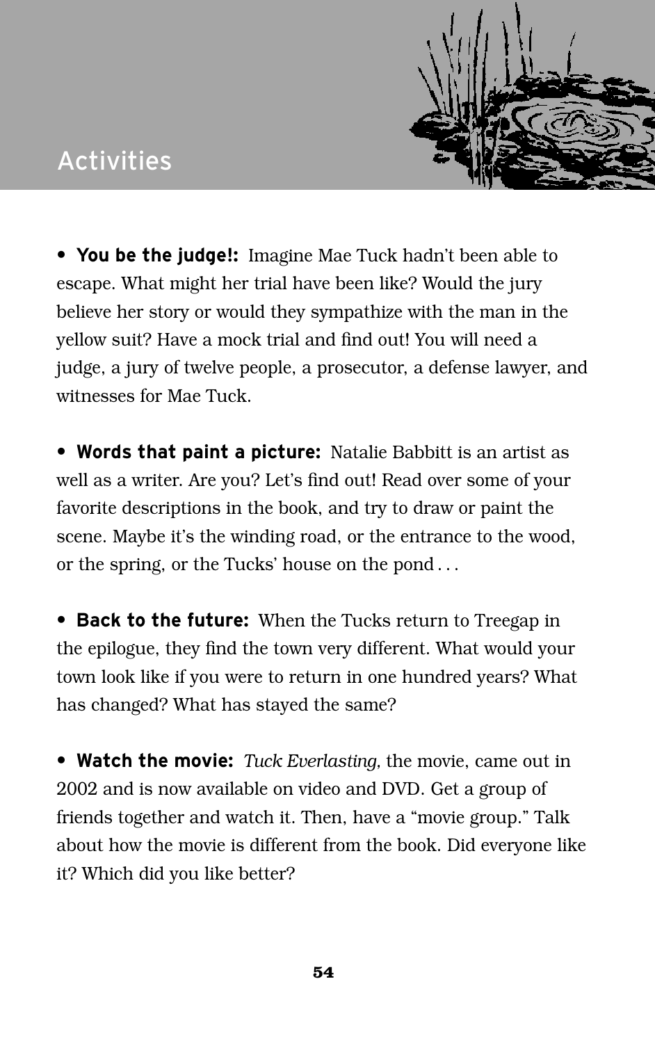# Activities

- **You be the judge!:** Imagine Mae Tuck hadn't been able to escape. What might her trial have been like? Would the jury believe her story or would they sympathize with the man in the yellow suit? Have a mock trial and find out! You will need a judge, a jury of twelve people, a prosecutor, a defense lawyer, and witnesses for Mae Tuck.

- **Words that paint a picture:** Natalie Babbitt is an artist as well as a writer. Are you? Let's find out! Read over some of your favorite descriptions in the book, and try to draw or paint the scene. Maybe it's the winding road, or the entrance to the wood, or the spring, or the Tucks' house on the pond . . .

- **Back to the future:** When the Tucks return to Treegap in the epilogue, they find the town very different. What would your town look like if you were to return in one hundred years? What has changed? What has stayed the same?

- **Watch the movie:** *Tuck Everlasting,* the movie, came out in 2002 and is now available on video and DVD. Get a group of friends together and watch it. Then, have a "movie group." Talk about how the movie is different from the book. Did everyone like it? Which did you like better?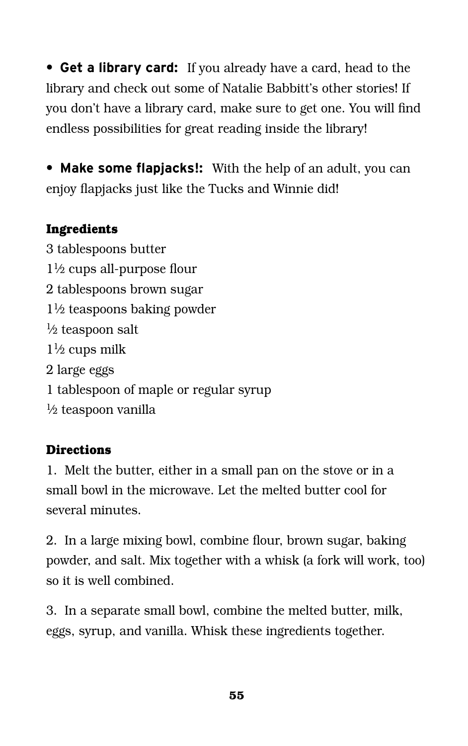- **Get a library card:** If you already have a card, head to the library and check out some of Natalie Babbitt's other stories! If you don't have a library card, make sure to get one. You will find endless possibilities for great reading inside the library!

- **Make some flapjacks!:** With the help of an adult, you can enjoy flapjacks just like the Tucks and Winnie did!

**Ingredients**

3 tablespoons butter
1½ cups all-purpose flour
2 tablespoons brown sugar
1½ teaspoons baking powder
½ teaspoon salt
1½ cups milk
2 large eggs
1 tablespoon of maple or regular syrup
½ teaspoon vanilla

**Directions**

1. Melt the butter, either in a small pan on the stove or in a small bowl in the microwave. Let the melted butter cool for several minutes.

2. In a large mixing bowl, combine flour, brown sugar, baking powder, and salt. Mix together with a whisk (a fork will work, too) so it is well combined.

3. In a separate small bowl, combine the melted butter, milk, eggs, syrup, and vanilla. Whisk these ingredients together.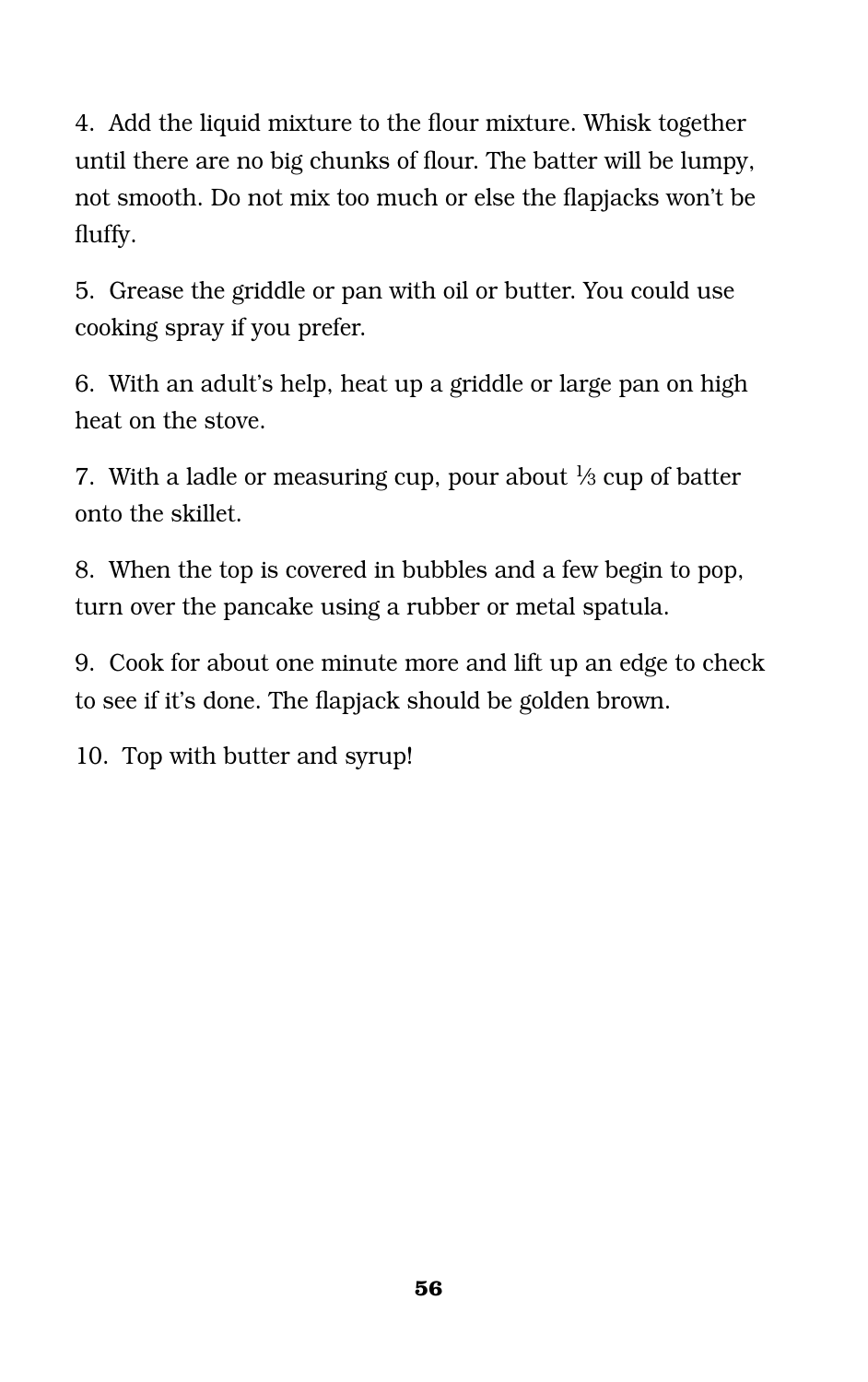4. Add the liquid mixture to the flour mixture. Whisk together until there are no big chunks of flour. The batter will be lumpy, not smooth. Do not mix too much or else the flapjacks won't be fluffy.

5. Grease the griddle or pan with oil or butter. You could use cooking spray if you prefer.

6. With an adult's help, heat up a griddle or large pan on high heat on the stove.

7. With a ladle or measuring cup, pour about ⅓ cup of batter onto the skillet.

8. When the top is covered in bubbles and a few begin to pop, turn over the pancake using a rubber or metal spatula.

9. Cook for about one minute more and lift up an edge to check to see if it's done. The flapjack should be golden brown.

10. Top with butter and syrup!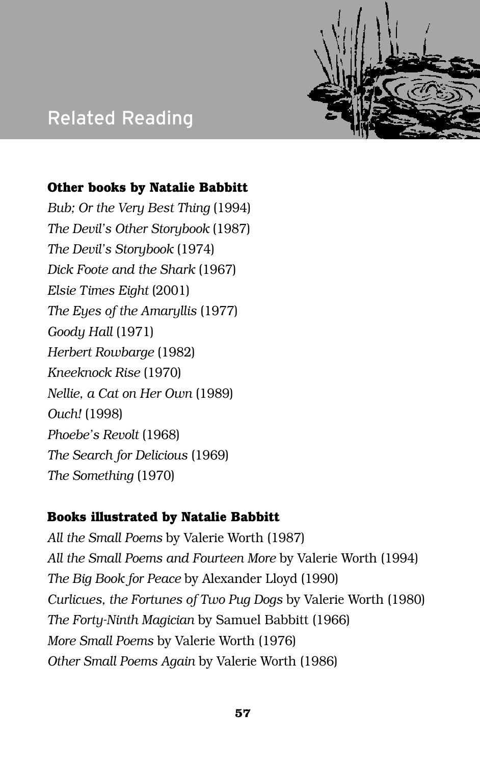# Related Reading

### Other books by Natalie Babbitt

*Bub; Or the Very Best Thing* (1994)
*The Devil's Other Storybook* (1987)
*The Devil's Storybook* (1974)
*Dick Foote and the Shark* (1967)
*Elsie Times Eight* (2001)
*The Eyes of the Amaryllis* (1977)
*Goody Hall* (1971)
*Herbert Rowbarge* (1982)
*Kneeknock Rise* (1970)
*Nellie, a Cat on Her Own* (1989)
*Ouch!* (1998)
*Phoebe's Revolt* (1968)
*The Search for Delicious* (1969)
*The Something* (1970)

### Books illustrated by Natalie Babbitt

*All the Small Poems* by Valerie Worth (1987)
*All the Small Poems and Fourteen More* by Valerie Worth (1994)
*The Big Book for Peace* by Alexander Lloyd (1990)
*Curlicues, the Fortunes of Two Pug Dogs* by Valerie Worth (1980)
*The Forty-Ninth Magician* by Samuel Babbitt (1966)
*More Small Poems* by Valerie Worth (1976)
*Other Small Poems Again* by Valerie Worth (1986)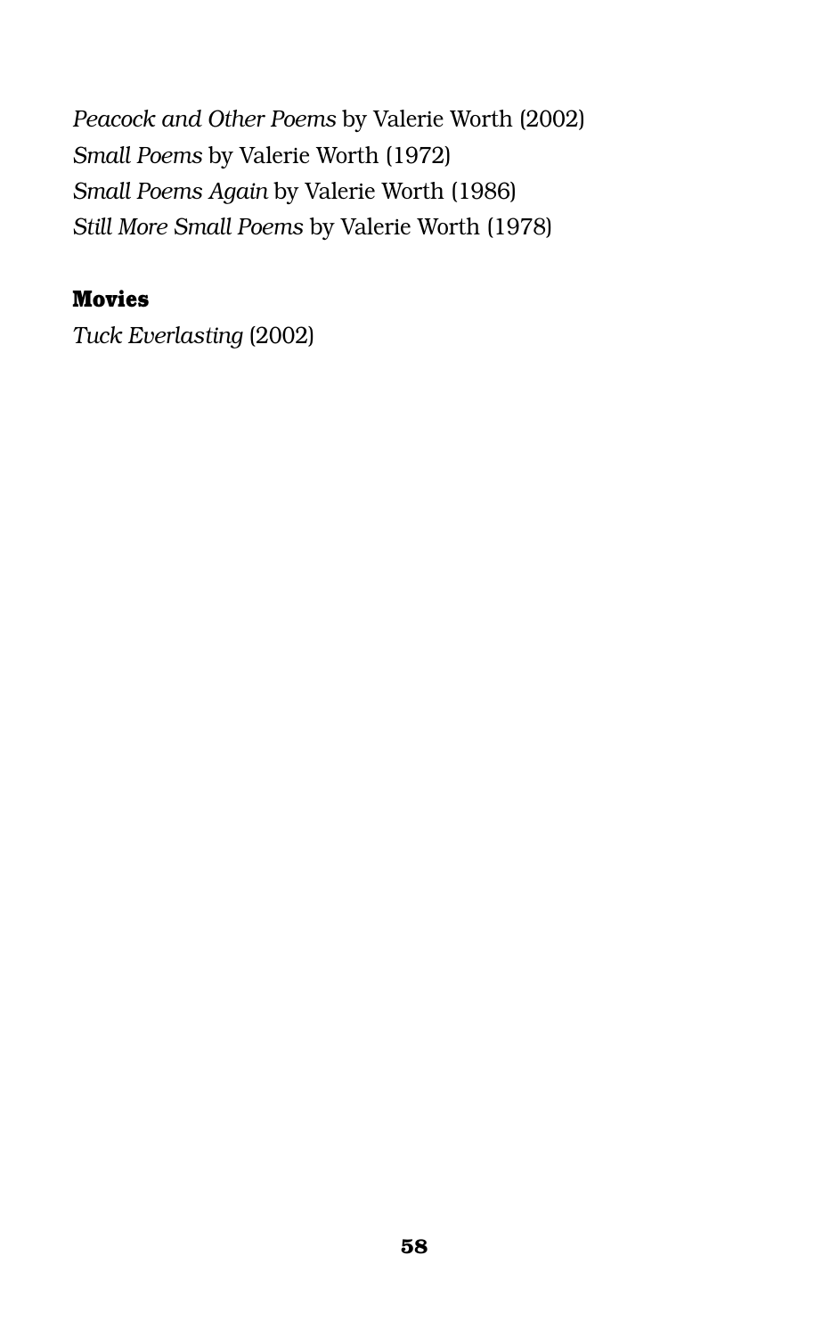*Peacock and Other Poems* by Valerie Worth (2002)
*Small Poems* by Valerie Worth (1972)
*Small Poems Again* by Valerie Worth (1986)
*Still More Small Poems* by Valerie Worth (1978)

**Movies**

*Tuck Everlasting* (2002)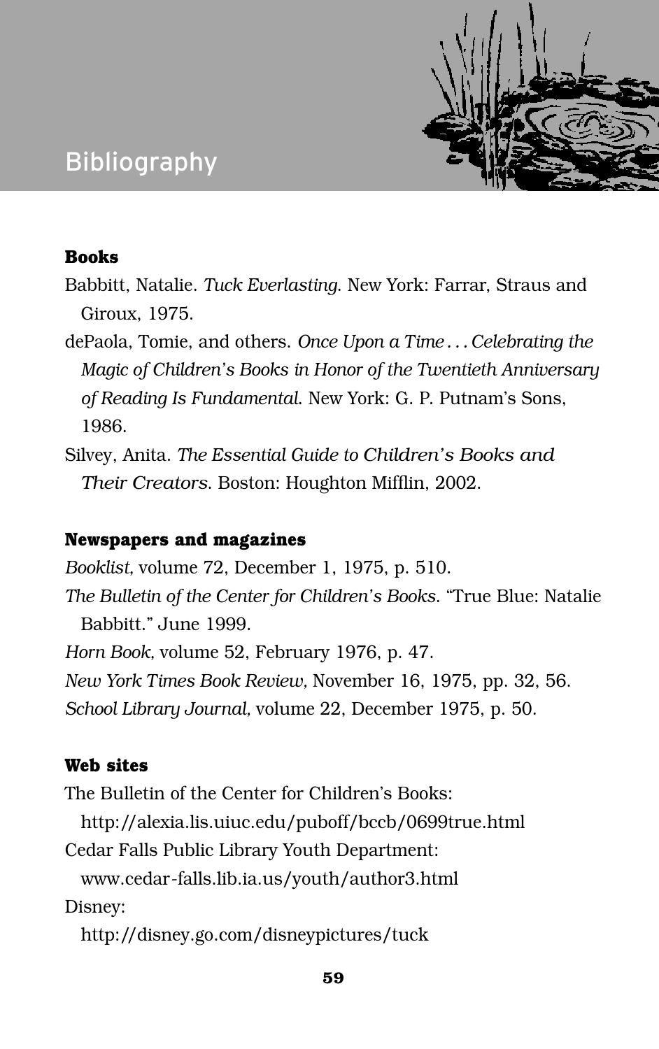# Bibliography

**Books**

Babbitt, Natalie. *Tuck Everlasting.* New York: Farrar, Straus and Giroux, 1975.

dePaola, Tomie, and others. *Once Upon a Time . . . Celebrating the Magic of Children's Books in Honor of the Twentieth Anniversary of Reading Is Fundamental.* New York: G. P. Putnam's Sons, 1986.

Silvey, Anita. *The Essential Guide to Children's Books and Their Creators.* Boston: Houghton Mifflin, 2002.

**Newspapers and magazines**

*Booklist,* volume 72, December 1, 1975, p. 510.

*The Bulletin of the Center for Children's Books.* "True Blue: Natalie Babbitt." June 1999.

*Horn Book,* volume 52, February 1976, p. 47.

*New York Times Book Review,* November 16, 1975, pp. 32, 56.

*School Library Journal,* volume 22, December 1975, p. 50.

**Web sites**

The Bulletin of the Center for Children's Books:
http://alexia.lis.uiuc.edu/puboff/bccb/0699true.html

Cedar Falls Public Library Youth Department:
www.cedar-falls.lib.ia.us/youth/author3.html

Disney:
http://disney.go.com/disneypictures/tuck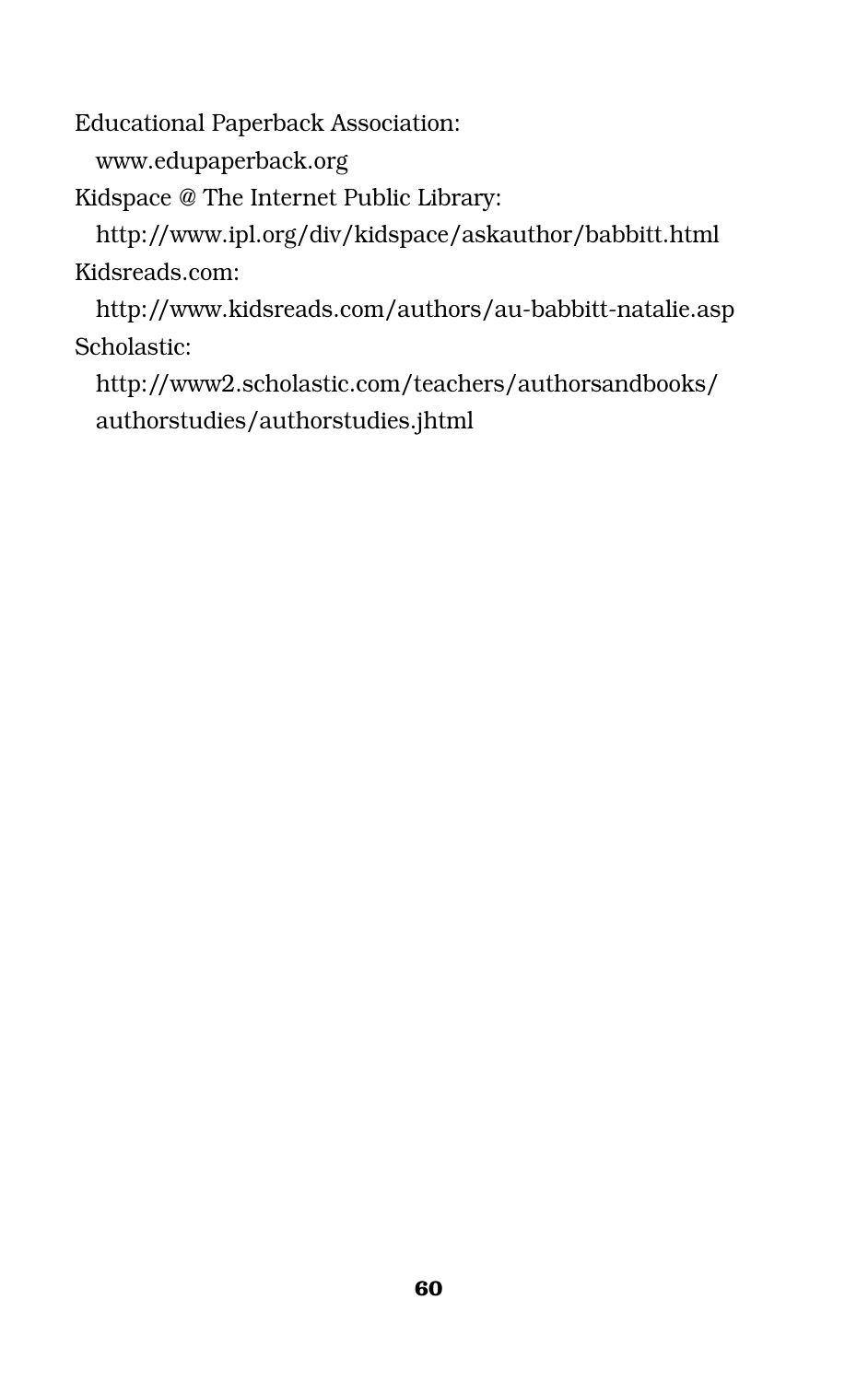Educational Paperback Association:
  www.edupaperback.org

Kidspace @ The Internet Public Library:
  http://www.ipl.org/div/kidspace/askauthor/babbitt.html

Kidsreads.com:
  http://www.kidsreads.com/authors/au-babbitt-natalie.asp

Scholastic:
  http://www2.scholastic.com/teachers/authorsandbooks/authorstudies/authorstudies.jhtml